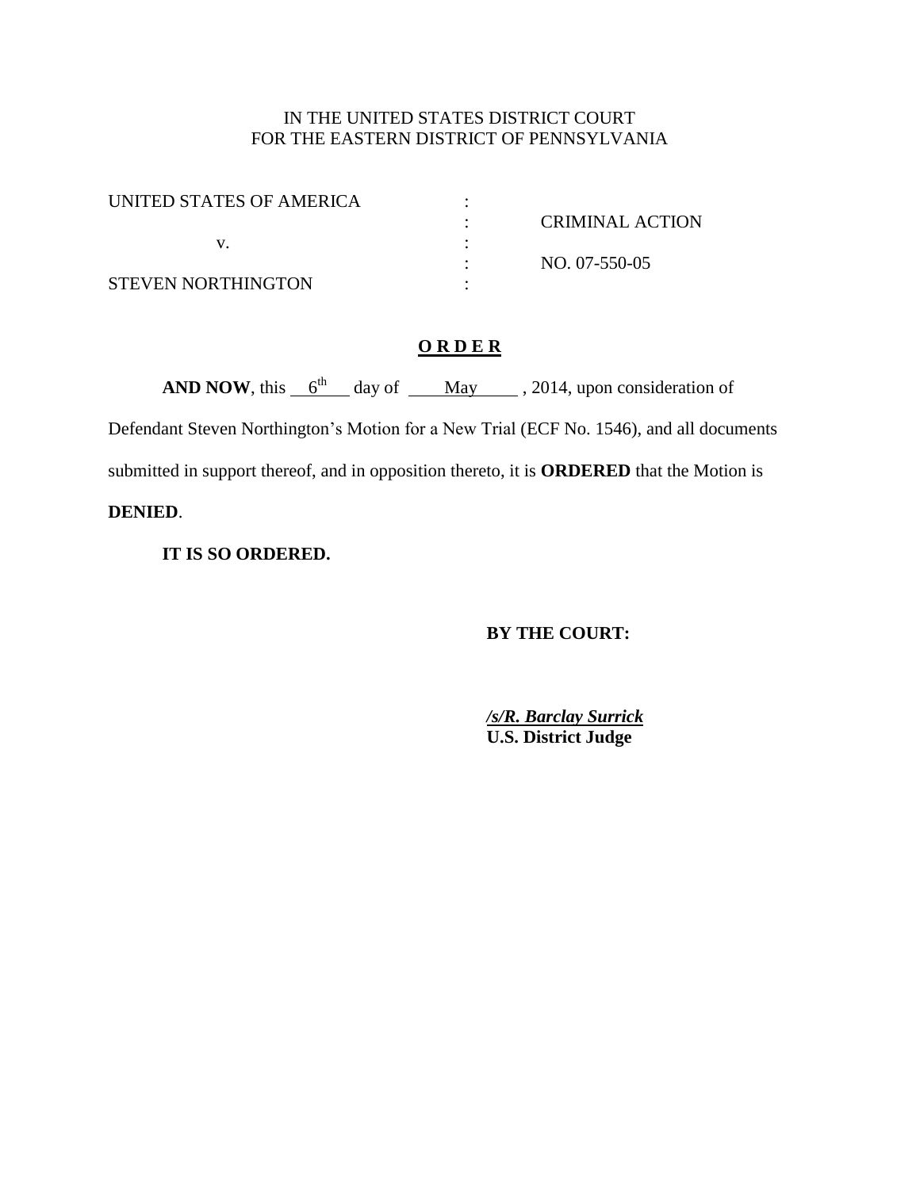IN THE UNITED STATES DISTRICT COURT
FOR THE EASTERN DISTRICT OF PENNSYLVANIA

| | | |
|---|---|---|
| UNITED STATES OF AMERICA | : | |
| | : | CRIMINAL ACTION |
| v. | : | |
| | : | NO. 07-550-05 |
| STEVEN NORTHINGTON | : | |

**O R D E R**

**AND NOW**, this 6th day of May, 2014, upon consideration of Defendant Steven Northington's Motion for a New Trial (ECF No. 1546), and all documents submitted in support thereof, and in opposition thereto, it is **ORDERED** that the Motion is **DENIED**.

**IT IS SO ORDERED.**

**BY THE COURT:**

***/s/R. Barclay Surrick***
**U.S. District Judge**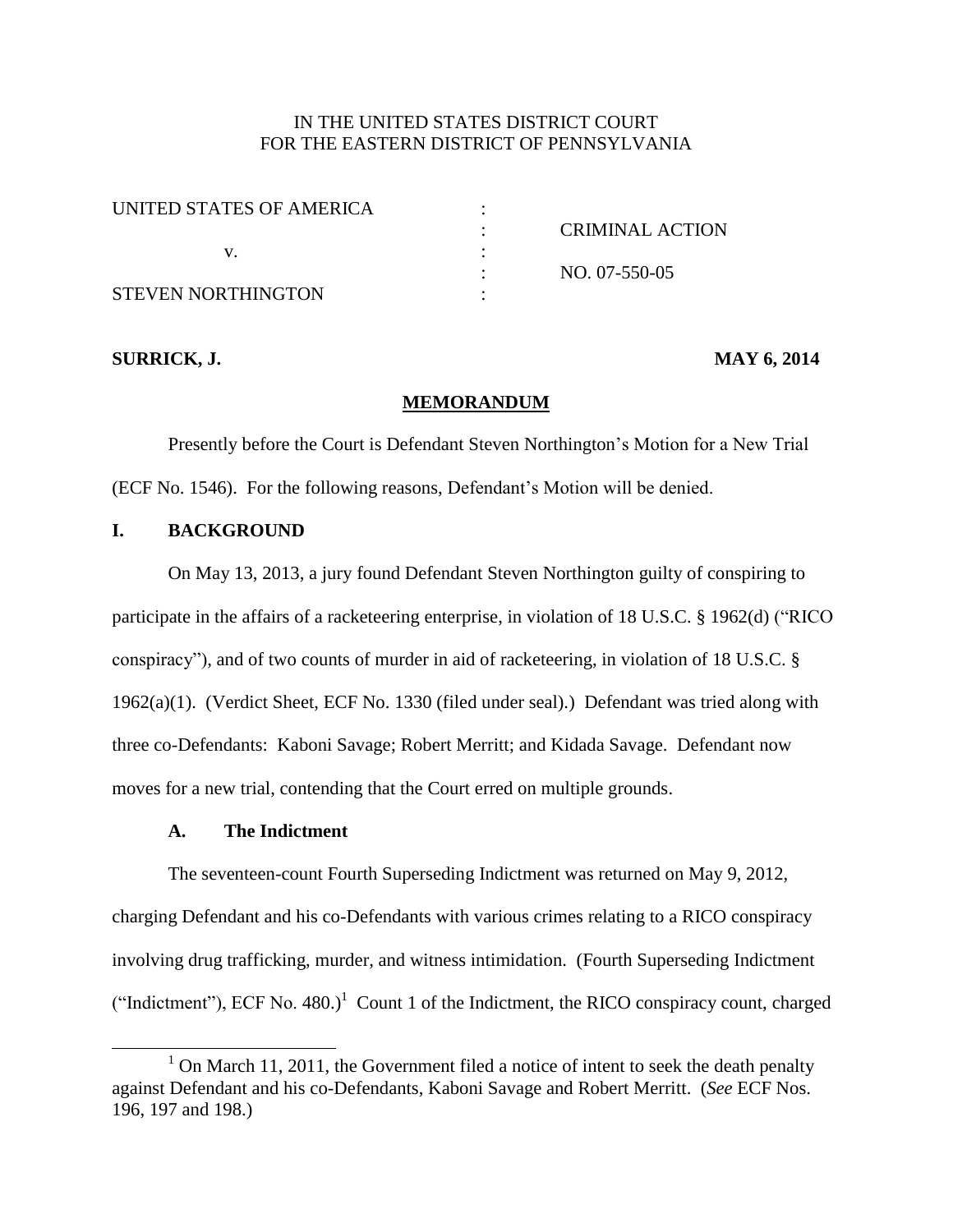IN THE UNITED STATES DISTRICT COURT
FOR THE EASTERN DISTRICT OF PENNSYLVANIA

| | | |
|---|---|---|
| UNITED STATES OF AMERICA | : | |
| | : | CRIMINAL ACTION |
| v. | : | |
| | : | NO. 07-550-05 |
| STEVEN NORTHINGTON | : | |

**SURRICK, J.** **MAY 6, 2014**

**MEMORANDUM**

Presently before the Court is Defendant Steven Northington's Motion for a New Trial (ECF No. 1546). For the following reasons, Defendant's Motion will be denied.

## I. BACKGROUND

On May 13, 2013, a jury found Defendant Steven Northington guilty of conspiring to participate in the affairs of a racketeering enterprise, in violation of 18 U.S.C. § 1962(d) ("RICO conspiracy"), and of two counts of murder in aid of racketeering, in violation of 18 U.S.C. § 1962(a)(1). (Verdict Sheet, ECF No. 1330 (filed under seal).) Defendant was tried along with three co-Defendants: Kaboni Savage; Robert Merritt; and Kidada Savage. Defendant now moves for a new trial, contending that the Court erred on multiple grounds.

### A. The Indictment

The seventeen-count Fourth Superseding Indictment was returned on May 9, 2012, charging Defendant and his co-Defendants with various crimes relating to a RICO conspiracy involving drug trafficking, murder, and witness intimidation. (Fourth Superseding Indictment ("Indictment"), ECF No. 480.)[1] Count 1 of the Indictment, the RICO conspiracy count, charged

[1] On March 11, 2011, the Government filed a notice of intent to seek the death penalty against Defendant and his co-Defendants, Kaboni Savage and Robert Merritt. (*See* ECF Nos. 196, 197 and 198.)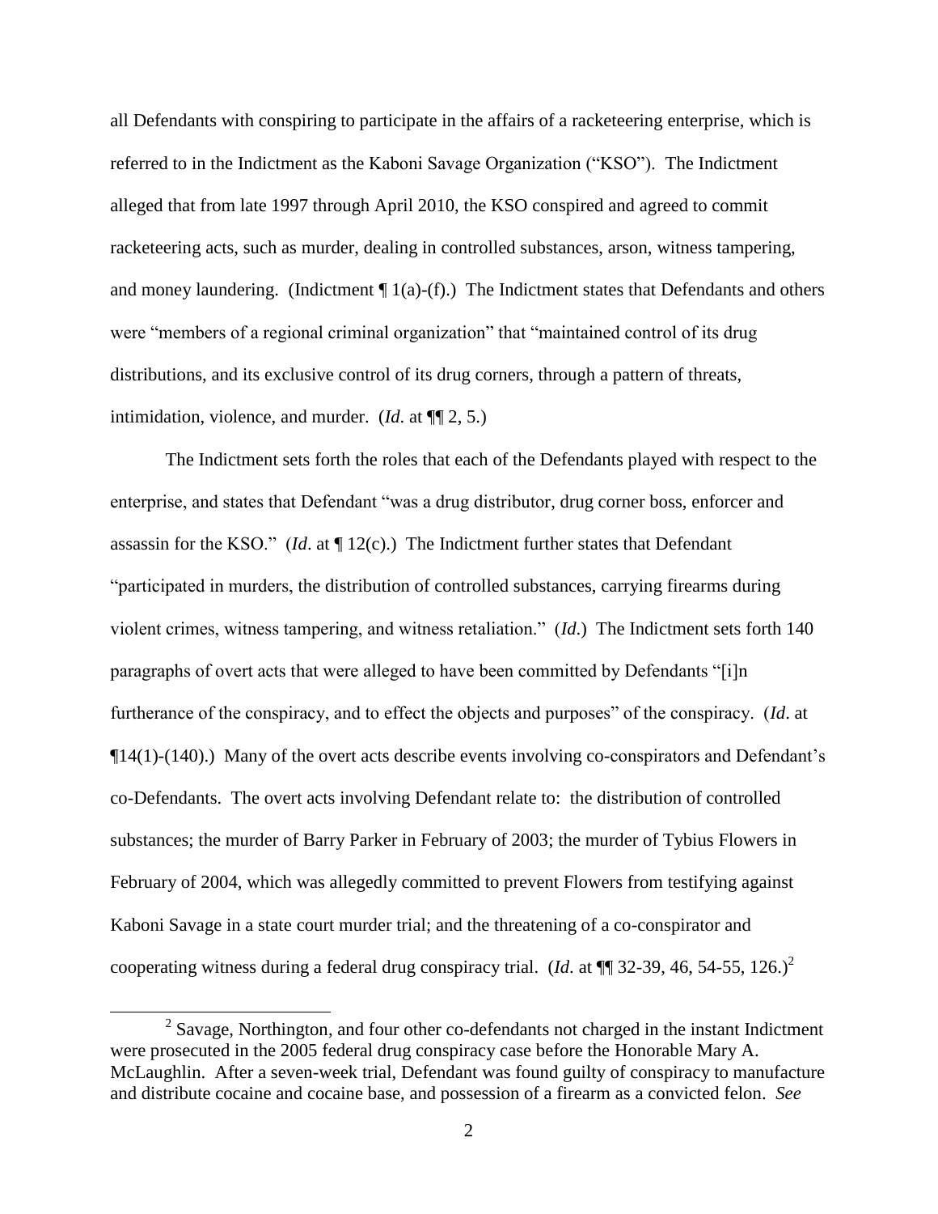all Defendants with conspiring to participate in the affairs of a racketeering enterprise, which is referred to in the Indictment as the Kaboni Savage Organization ("KSO"). The Indictment alleged that from late 1997 through April 2010, the KSO conspired and agreed to commit racketeering acts, such as murder, dealing in controlled substances, arson, witness tampering, and money laundering. (Indictment ¶ 1(a)-(f).) The Indictment states that Defendants and others were "members of a regional criminal organization" that "maintained control of its drug distributions, and its exclusive control of its drug corners, through a pattern of threats, intimidation, violence, and murder. (*Id*. at ¶¶ 2, 5.)

The Indictment sets forth the roles that each of the Defendants played with respect to the enterprise, and states that Defendant "was a drug distributor, drug corner boss, enforcer and assassin for the KSO." (*Id*. at ¶ 12(c).) The Indictment further states that Defendant "participated in murders, the distribution of controlled substances, carrying firearms during violent crimes, witness tampering, and witness retaliation." (*Id*.) The Indictment sets forth 140 paragraphs of overt acts that were alleged to have been committed by Defendants "[i]n furtherance of the conspiracy, and to effect the objects and purposes" of the conspiracy. (*Id*. at ¶14(1)-(140).) Many of the overt acts describe events involving co-conspirators and Defendant's co-Defendants. The overt acts involving Defendant relate to: the distribution of controlled substances; the murder of Barry Parker in February of 2003; the murder of Tybius Flowers in February of 2004, which was allegedly committed to prevent Flowers from testifying against Kaboni Savage in a state court murder trial; and the threatening of a co-conspirator and cooperating witness during a federal drug conspiracy trial. (*Id*. at ¶¶ 32-39, 46, 54-55, 126.)[2]

[2] Savage, Northington, and four other co-defendants not charged in the instant Indictment were prosecuted in the 2005 federal drug conspiracy case before the Honorable Mary A. McLaughlin. After a seven-week trial, Defendant was found guilty of conspiracy to manufacture and distribute cocaine and cocaine base, and possession of a firearm as a convicted felon. *See*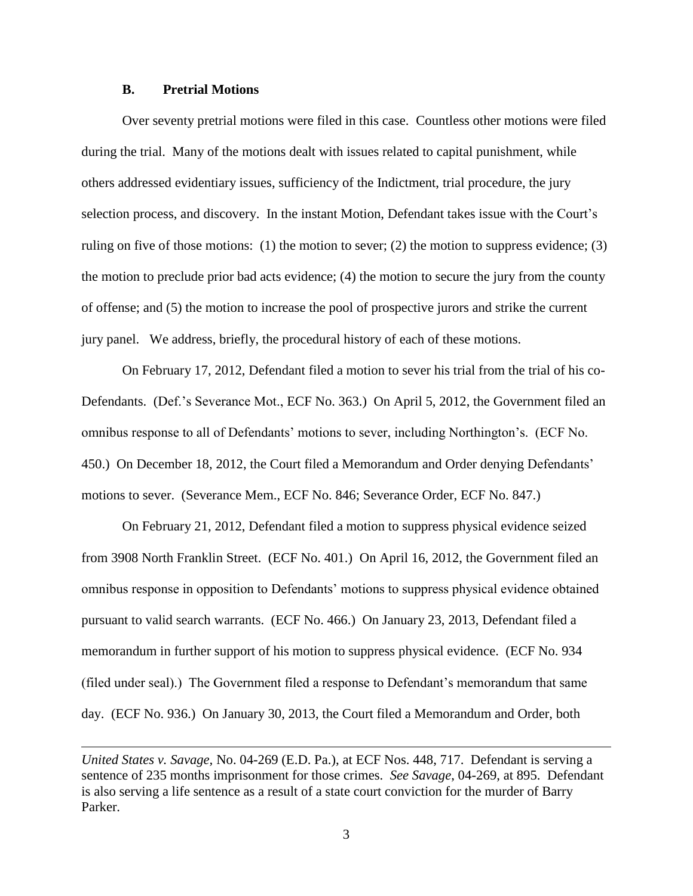### B. Pretrial Motions

Over seventy pretrial motions were filed in this case. Countless other motions were filed during the trial. Many of the motions dealt with issues related to capital punishment, while others addressed evidentiary issues, sufficiency of the Indictment, trial procedure, the jury selection process, and discovery. In the instant Motion, Defendant takes issue with the Court's ruling on five of those motions: (1) the motion to sever; (2) the motion to suppress evidence; (3) the motion to preclude prior bad acts evidence; (4) the motion to secure the jury from the county of offense; and (5) the motion to increase the pool of prospective jurors and strike the current jury panel. We address, briefly, the procedural history of each of these motions.

On February 17, 2012, Defendant filed a motion to sever his trial from the trial of his co-Defendants. (Def.'s Severance Mot., ECF No. 363.) On April 5, 2012, the Government filed an omnibus response to all of Defendants' motions to sever, including Northington's. (ECF No. 450.) On December 18, 2012, the Court filed a Memorandum and Order denying Defendants' motions to sever. (Severance Mem., ECF No. 846; Severance Order, ECF No. 847.)

On February 21, 2012, Defendant filed a motion to suppress physical evidence seized from 3908 North Franklin Street. (ECF No. 401.) On April 16, 2012, the Government filed an omnibus response in opposition to Defendants' motions to suppress physical evidence obtained pursuant to valid search warrants. (ECF No. 466.) On January 23, 2013, Defendant filed a memorandum in further support of his motion to suppress physical evidence. (ECF No. 934 (filed under seal).) The Government filed a response to Defendant's memorandum that same day. (ECF No. 936.) On January 30, 2013, the Court filed a Memorandum and Order, both

---

*United States v. Savage*, No. 04-269 (E.D. Pa.), at ECF Nos. 448, 717. Defendant is serving a sentence of 235 months imprisonment for those crimes. *See Savage*, 04-269, at 895. Defendant is also serving a life sentence as a result of a state court conviction for the murder of Barry Parker.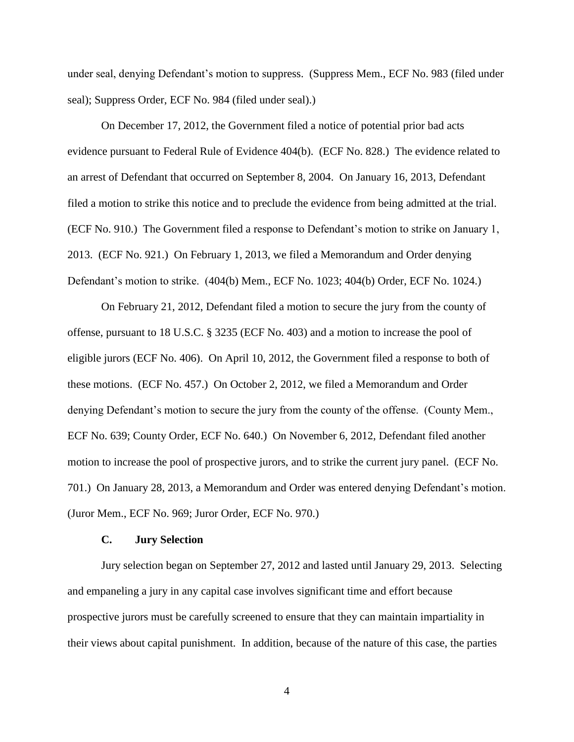under seal, denying Defendant's motion to suppress. (Suppress Mem., ECF No. 983 (filed under seal); Suppress Order, ECF No. 984 (filed under seal).)

On December 17, 2012, the Government filed a notice of potential prior bad acts evidence pursuant to Federal Rule of Evidence 404(b). (ECF No. 828.) The evidence related to an arrest of Defendant that occurred on September 8, 2004. On January 16, 2013, Defendant filed a motion to strike this notice and to preclude the evidence from being admitted at the trial. (ECF No. 910.) The Government filed a response to Defendant's motion to strike on January 1, 2013. (ECF No. 921.) On February 1, 2013, we filed a Memorandum and Order denying Defendant's motion to strike. (404(b) Mem., ECF No. 1023; 404(b) Order, ECF No. 1024.)

On February 21, 2012, Defendant filed a motion to secure the jury from the county of offense, pursuant to 18 U.S.C. § 3235 (ECF No. 403) and a motion to increase the pool of eligible jurors (ECF No. 406). On April 10, 2012, the Government filed a response to both of these motions. (ECF No. 457.) On October 2, 2012, we filed a Memorandum and Order denying Defendant's motion to secure the jury from the county of the offense. (County Mem., ECF No. 639; County Order, ECF No. 640.) On November 6, 2012, Defendant filed another motion to increase the pool of prospective jurors, and to strike the current jury panel. (ECF No. 701.) On January 28, 2013, a Memorandum and Order was entered denying Defendant's motion. (Juror Mem., ECF No. 969; Juror Order, ECF No. 970.)

### C. Jury Selection

Jury selection began on September 27, 2012 and lasted until January 29, 2013. Selecting and empaneling a jury in any capital case involves significant time and effort because prospective jurors must be carefully screened to ensure that they can maintain impartiality in their views about capital punishment. In addition, because of the nature of this case, the parties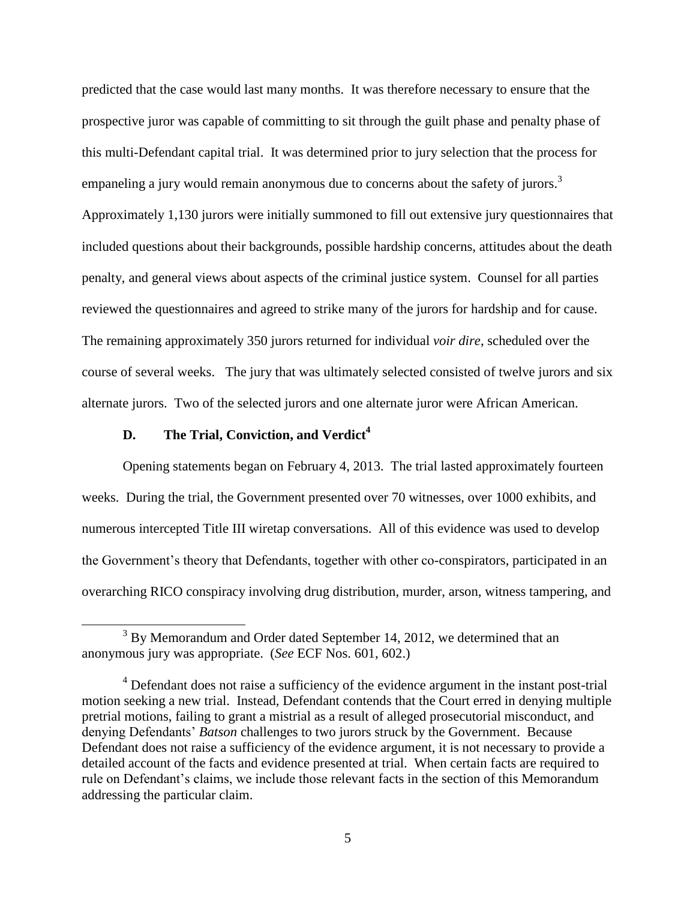predicted that the case would last many months. It was therefore necessary to ensure that the prospective juror was capable of committing to sit through the guilt phase and penalty phase of this multi-Defendant capital trial. It was determined prior to jury selection that the process for empaneling a jury would remain anonymous due to concerns about the safety of jurors.[3] Approximately 1,130 jurors were initially summoned to fill out extensive jury questionnaires that included questions about their backgrounds, possible hardship concerns, attitudes about the death penalty, and general views about aspects of the criminal justice system. Counsel for all parties reviewed the questionnaires and agreed to strike many of the jurors for hardship and for cause. The remaining approximately 350 jurors returned for individual *voir dire*, scheduled over the course of several weeks. The jury that was ultimately selected consisted of twelve jurors and six alternate jurors. Two of the selected jurors and one alternate juror were African American.

### D. The Trial, Conviction, and Verdict[4]

Opening statements began on February 4, 2013. The trial lasted approximately fourteen weeks. During the trial, the Government presented over 70 witnesses, over 1000 exhibits, and numerous intercepted Title III wiretap conversations. All of this evidence was used to develop the Government's theory that Defendants, together with other co-conspirators, participated in an overarching RICO conspiracy involving drug distribution, murder, arson, witness tampering, and

---

[3] By Memorandum and Order dated September 14, 2012, we determined that an anonymous jury was appropriate. (*See* ECF Nos. 601, 602.)

[4] Defendant does not raise a sufficiency of the evidence argument in the instant post-trial motion seeking a new trial. Instead, Defendant contends that the Court erred in denying multiple pretrial motions, failing to grant a mistrial as a result of alleged prosecutorial misconduct, and denying Defendants' *Batson* challenges to two jurors struck by the Government. Because Defendant does not raise a sufficiency of the evidence argument, it is not necessary to provide a detailed account of the facts and evidence presented at trial. When certain facts are required to rule on Defendant's claims, we include those relevant facts in the section of this Memorandum addressing the particular claim.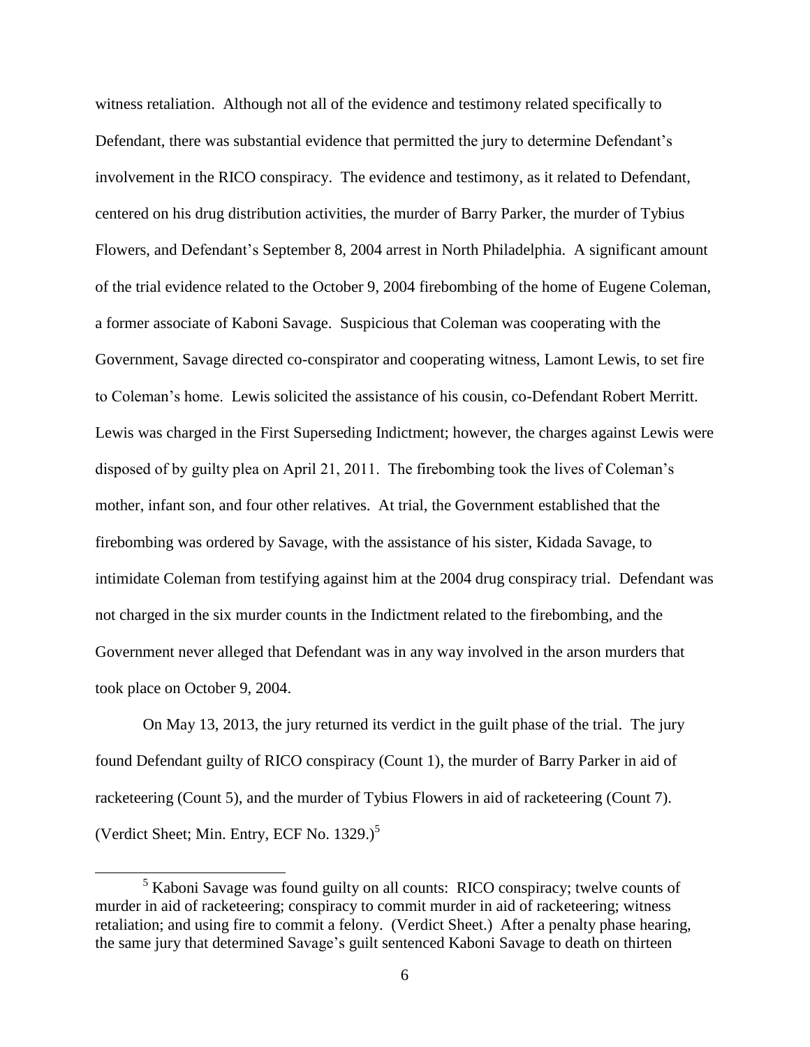witness retaliation. Although not all of the evidence and testimony related specifically to Defendant, there was substantial evidence that permitted the jury to determine Defendant's involvement in the RICO conspiracy. The evidence and testimony, as it related to Defendant, centered on his drug distribution activities, the murder of Barry Parker, the murder of Tybius Flowers, and Defendant's September 8, 2004 arrest in North Philadelphia. A significant amount of the trial evidence related to the October 9, 2004 firebombing of the home of Eugene Coleman, a former associate of Kaboni Savage. Suspicious that Coleman was cooperating with the Government, Savage directed co-conspirator and cooperating witness, Lamont Lewis, to set fire to Coleman's home. Lewis solicited the assistance of his cousin, co-Defendant Robert Merritt. Lewis was charged in the First Superseding Indictment; however, the charges against Lewis were disposed of by guilty plea on April 21, 2011. The firebombing took the lives of Coleman's mother, infant son, and four other relatives. At trial, the Government established that the firebombing was ordered by Savage, with the assistance of his sister, Kidada Savage, to intimidate Coleman from testifying against him at the 2004 drug conspiracy trial. Defendant was not charged in the six murder counts in the Indictment related to the firebombing, and the Government never alleged that Defendant was in any way involved in the arson murders that took place on October 9, 2004.

On May 13, 2013, the jury returned its verdict in the guilt phase of the trial. The jury found Defendant guilty of RICO conspiracy (Count 1), the murder of Barry Parker in aid of racketeering (Count 5), and the murder of Tybius Flowers in aid of racketeering (Count 7). (Verdict Sheet; Min. Entry, ECF No. 1329.)[5]

[5] Kaboni Savage was found guilty on all counts: RICO conspiracy; twelve counts of murder in aid of racketeering; conspiracy to commit murder in aid of racketeering; witness retaliation; and using fire to commit a felony. (Verdict Sheet.) After a penalty phase hearing, the same jury that determined Savage's guilt sentenced Kaboni Savage to death on thirteen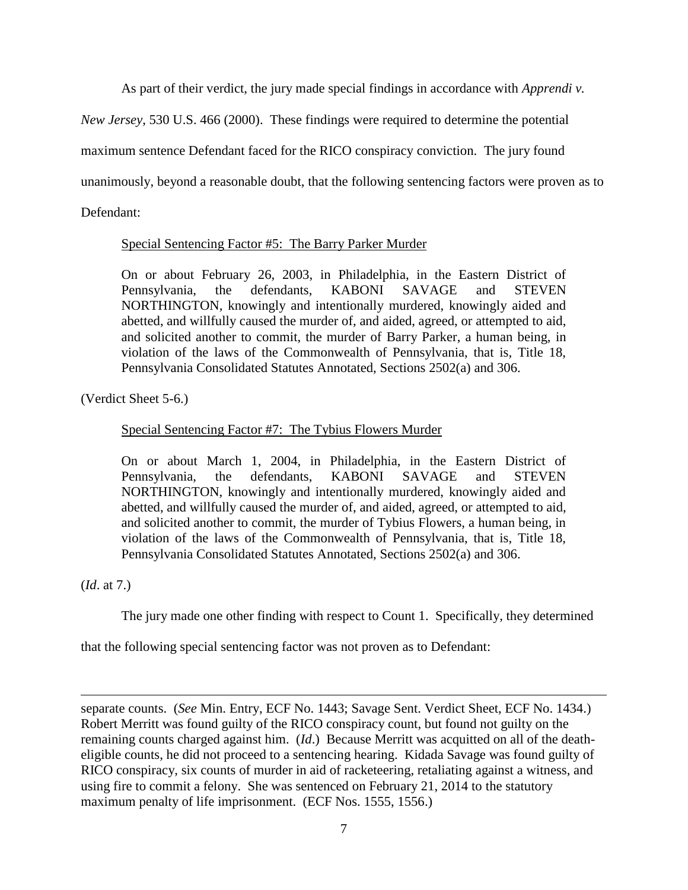As part of their verdict, the jury made special findings in accordance with *Apprendi v. New Jersey*, 530 U.S. 466 (2000). These findings were required to determine the potential maximum sentence Defendant faced for the RICO conspiracy conviction. The jury found unanimously, beyond a reasonable doubt, that the following sentencing factors were proven as to Defendant:

> Special Sentencing Factor #5: The Barry Parker Murder
>
> On or about February 26, 2003, in Philadelphia, in the Eastern District of Pennsylvania, the defendants, KABONI SAVAGE and STEVEN NORTHINGTON, knowingly and intentionally murdered, knowingly aided and abetted, and willfully caused the murder of, and aided, agreed, or attempted to aid, and solicited another to commit, the murder of Barry Parker, a human being, in violation of the laws of the Commonwealth of Pennsylvania, that is, Title 18, Pennsylvania Consolidated Statutes Annotated, Sections 2502(a) and 306.

(Verdict Sheet 5-6.)

> Special Sentencing Factor #7: The Tybius Flowers Murder
>
> On or about March 1, 2004, in Philadelphia, in the Eastern District of Pennsylvania, the defendants, KABONI SAVAGE and STEVEN NORTHINGTON, knowingly and intentionally murdered, knowingly aided and abetted, and willfully caused the murder of, and aided, agreed, or attempted to aid, and solicited another to commit, the murder of Tybius Flowers, a human being, in violation of the laws of the Commonwealth of Pennsylvania, that is, Title 18, Pennsylvania Consolidated Statutes Annotated, Sections 2502(a) and 306.

(*Id*. at 7.)

The jury made one other finding with respect to Count 1. Specifically, they determined that the following special sentencing factor was not proven as to Defendant:

---

separate counts. (*See* Min. Entry, ECF No. 1443; Savage Sent. Verdict Sheet, ECF No. 1434.) Robert Merritt was found guilty of the RICO conspiracy count, but found not guilty on the remaining counts charged against him. (*Id*.) Because Merritt was acquitted on all of the death-eligible counts, he did not proceed to a sentencing hearing. Kidada Savage was found guilty of RICO conspiracy, six counts of murder in aid of racketeering, retaliating against a witness, and using fire to commit a felony. She was sentenced on February 21, 2014 to the statutory maximum penalty of life imprisonment. (ECF Nos. 1555, 1556.)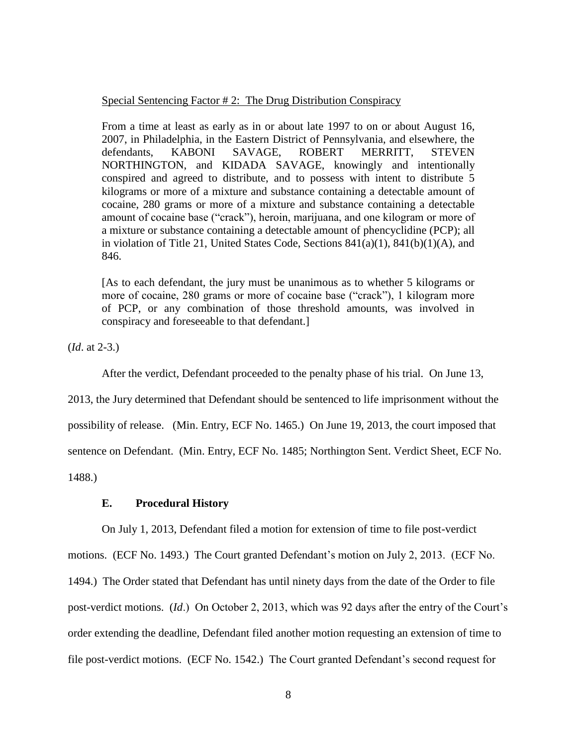Special Sentencing Factor # 2: The Drug Distribution Conspiracy

> From a time at least as early as in or about late 1997 to on or about August 16, 2007, in Philadelphia, in the Eastern District of Pennsylvania, and elsewhere, the defendants, KABONI SAVAGE, ROBERT MERRITT, STEVEN NORTHINGTON, and KIDADA SAVAGE, knowingly and intentionally conspired and agreed to distribute, and to possess with intent to distribute 5 kilograms or more of a mixture and substance containing a detectable amount of cocaine, 280 grams or more of a mixture and substance containing a detectable amount of cocaine base ("crack"), heroin, marijuana, and one kilogram or more of a mixture or substance containing a detectable amount of phencyclidine (PCP); all in violation of Title 21, United States Code, Sections 841(a)(1), 841(b)(1)(A), and 846.
>
> [As to each defendant, the jury must be unanimous as to whether 5 kilograms or more of cocaine, 280 grams or more of cocaine base ("crack"), 1 kilogram more of PCP, or any combination of those threshold amounts, was involved in conspiracy and foreseeable to that defendant.]

(*Id*. at 2-3.)

After the verdict, Defendant proceeded to the penalty phase of his trial. On June 13, 2013, the Jury determined that Defendant should be sentenced to life imprisonment without the possibility of release. (Min. Entry, ECF No. 1465.) On June 19, 2013, the court imposed that sentence on Defendant. (Min. Entry, ECF No. 1485; Northington Sent. Verdict Sheet, ECF No. 1488.)

### E. Procedural History

On July 1, 2013, Defendant filed a motion for extension of time to file post-verdict motions. (ECF No. 1493.) The Court granted Defendant's motion on July 2, 2013. (ECF No. 1494.) The Order stated that Defendant has until ninety days from the date of the Order to file post-verdict motions. (*Id*.) On October 2, 2013, which was 92 days after the entry of the Court's order extending the deadline, Defendant filed another motion requesting an extension of time to file post-verdict motions. (ECF No. 1542.) The Court granted Defendant's second request for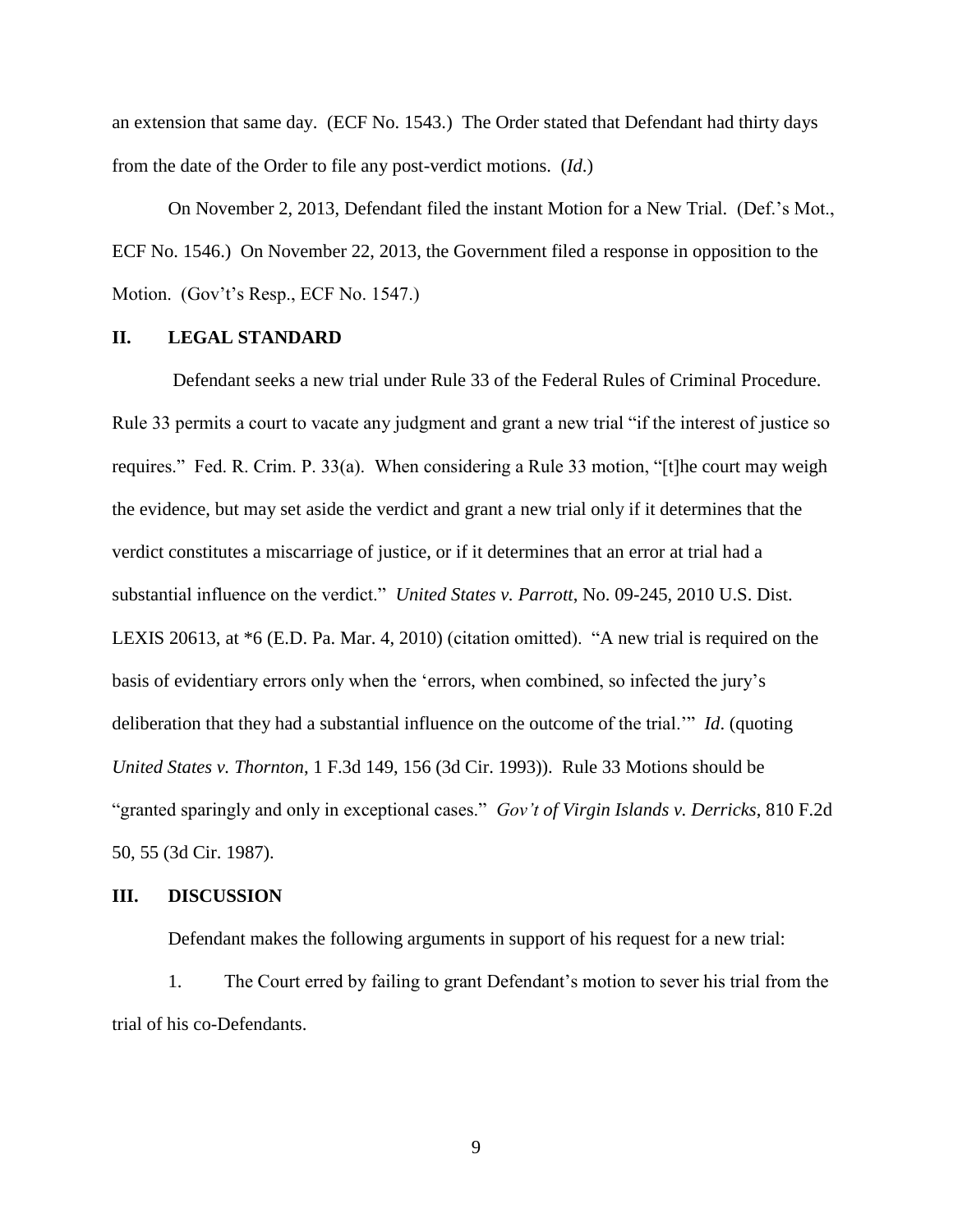an extension that same day. (ECF No. 1543.) The Order stated that Defendant had thirty days from the date of the Order to file any post-verdict motions. (*Id*.)

On November 2, 2013, Defendant filed the instant Motion for a New Trial. (Def.'s Mot., ECF No. 1546.) On November 22, 2013, the Government filed a response in opposition to the Motion. (Gov't's Resp., ECF No. 1547.)

## II. LEGAL STANDARD

Defendant seeks a new trial under Rule 33 of the Federal Rules of Criminal Procedure. Rule 33 permits a court to vacate any judgment and grant a new trial "if the interest of justice so requires." Fed. R. Crim. P. 33(a). When considering a Rule 33 motion, "[t]he court may weigh the evidence, but may set aside the verdict and grant a new trial only if it determines that the verdict constitutes a miscarriage of justice, or if it determines that an error at trial had a substantial influence on the verdict." *United States v. Parrott*, No. 09-245, 2010 U.S. Dist. LEXIS 20613, at *6 (E.D. Pa. Mar. 4, 2010) (citation omitted). "A new trial is required on the basis of evidentiary errors only when the 'errors, when combined, so infected the jury's deliberation that they had a substantial influence on the outcome of the trial.'" *Id*. (quoting *United States v. Thornton*, 1 F.3d 149, 156 (3d Cir. 1993)). Rule 33 Motions should be "granted sparingly and only in exceptional cases." *Gov't of Virgin Islands v. Derricks*, 810 F.2d 50, 55 (3d Cir. 1987).

## III. DISCUSSION

Defendant makes the following arguments in support of his request for a new trial:

1. The Court erred by failing to grant Defendant's motion to sever his trial from the trial of his co-Defendants.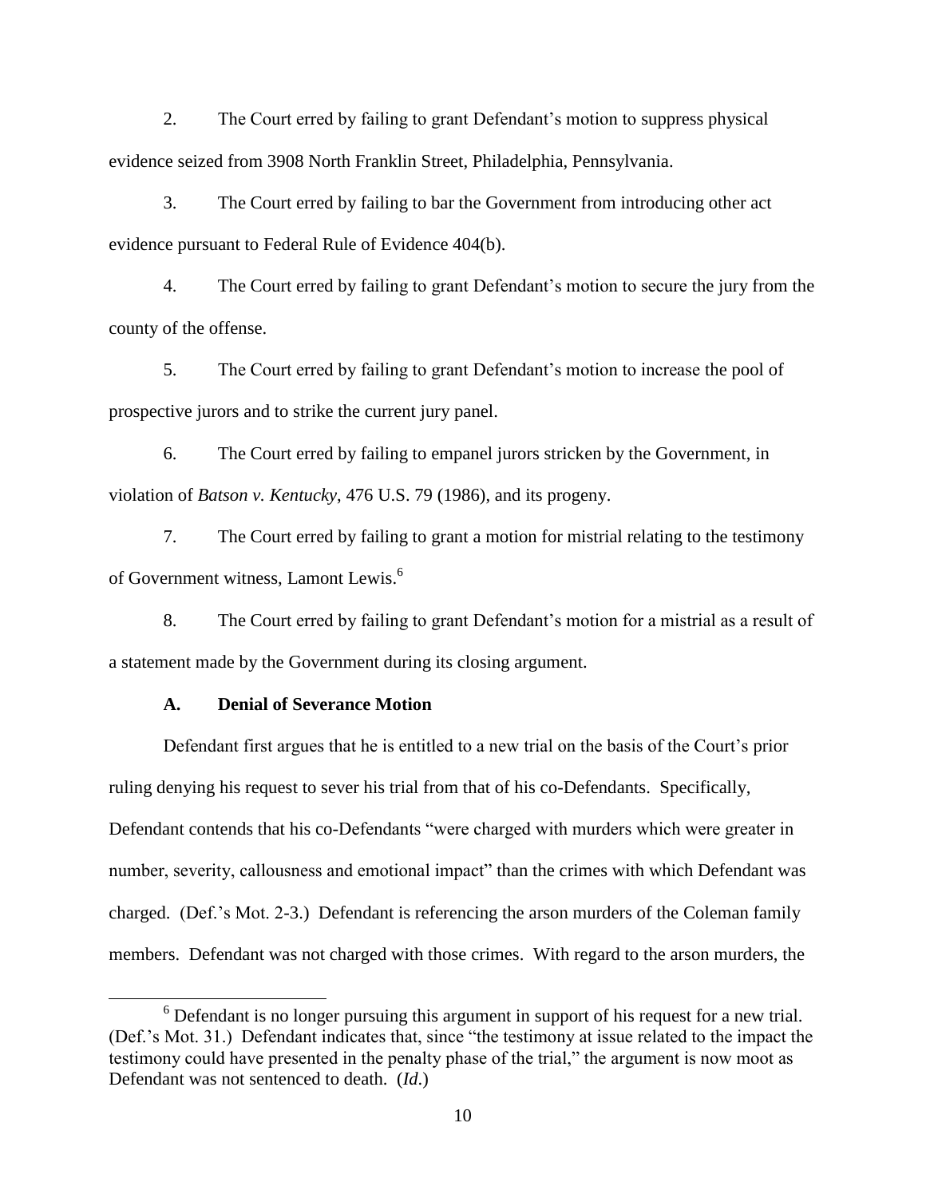2. The Court erred by failing to grant Defendant's motion to suppress physical evidence seized from 3908 North Franklin Street, Philadelphia, Pennsylvania.

3. The Court erred by failing to bar the Government from introducing other act evidence pursuant to Federal Rule of Evidence 404(b).

4. The Court erred by failing to grant Defendant's motion to secure the jury from the county of the offense.

5. The Court erred by failing to grant Defendant's motion to increase the pool of prospective jurors and to strike the current jury panel.

6. The Court erred by failing to empanel jurors stricken by the Government, in violation of *Batson v. Kentucky*, 476 U.S. 79 (1986), and its progeny.

7. The Court erred by failing to grant a motion for mistrial relating to the testimony of Government witness, Lamont Lewis.[6]

8. The Court erred by failing to grant Defendant's motion for a mistrial as a result of a statement made by the Government during its closing argument.

### A. Denial of Severance Motion

Defendant first argues that he is entitled to a new trial on the basis of the Court's prior ruling denying his request to sever his trial from that of his co-Defendants. Specifically, Defendant contends that his co-Defendants "were charged with murders which were greater in number, severity, callousness and emotional impact" than the crimes with which Defendant was charged. (Def.'s Mot. 2-3.) Defendant is referencing the arson murders of the Coleman family members. Defendant was not charged with those crimes. With regard to the arson murders, the

[6] Defendant is no longer pursuing this argument in support of his request for a new trial. (Def.'s Mot. 31.) Defendant indicates that, since "the testimony at issue related to the impact the testimony could have presented in the penalty phase of the trial," the argument is now moot as Defendant was not sentenced to death. (*Id*.)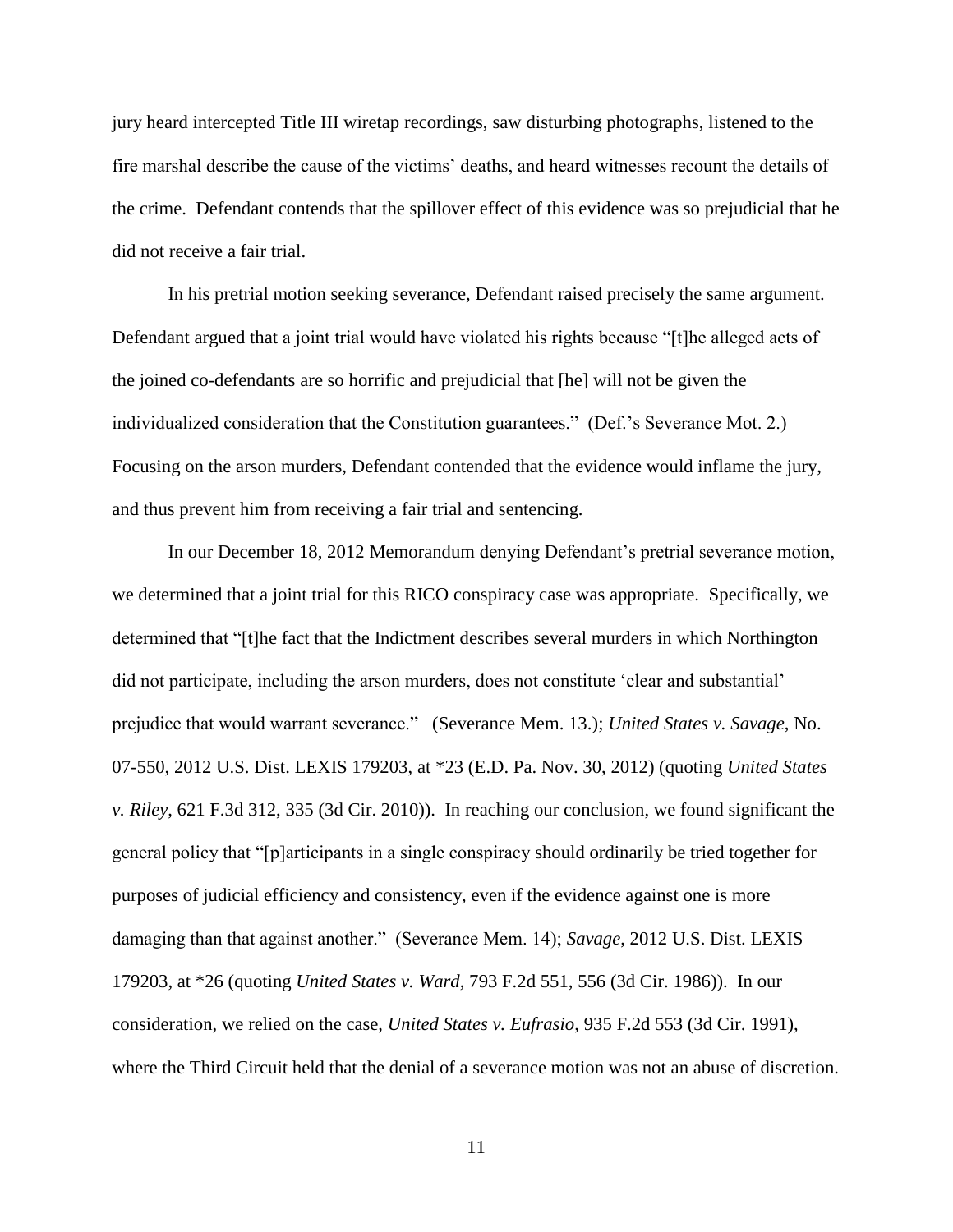jury heard intercepted Title III wiretap recordings, saw disturbing photographs, listened to the fire marshal describe the cause of the victims' deaths, and heard witnesses recount the details of the crime. Defendant contends that the spillover effect of this evidence was so prejudicial that he did not receive a fair trial.

In his pretrial motion seeking severance, Defendant raised precisely the same argument. Defendant argued that a joint trial would have violated his rights because "[t]he alleged acts of the joined co-defendants are so horrific and prejudicial that [he] will not be given the individualized consideration that the Constitution guarantees." (Def.'s Severance Mot. 2.) Focusing on the arson murders, Defendant contended that the evidence would inflame the jury, and thus prevent him from receiving a fair trial and sentencing.

In our December 18, 2012 Memorandum denying Defendant's pretrial severance motion, we determined that a joint trial for this RICO conspiracy case was appropriate. Specifically, we determined that "[t]he fact that the Indictment describes several murders in which Northington did not participate, including the arson murders, does not constitute 'clear and substantial' prejudice that would warrant severance." (Severance Mem. 13.); *United States v. Savage*, No. 07-550, 2012 U.S. Dist. LEXIS 179203, at *23 (E.D. Pa. Nov. 30, 2012) (quoting *United States v. Riley*, 621 F.3d 312, 335 (3d Cir. 2010)). In reaching our conclusion, we found significant the general policy that "[p]articipants in a single conspiracy should ordinarily be tried together for purposes of judicial efficiency and consistency, even if the evidence against one is more damaging than that against another." (Severance Mem. 14); *Savage*, 2012 U.S. Dist. LEXIS 179203, at *26 (quoting *United States v. Ward*, 793 F.2d 551, 556 (3d Cir. 1986)). In our consideration, we relied on the case, *United States v. Eufrasio*, 935 F.2d 553 (3d Cir. 1991), where the Third Circuit held that the denial of a severance motion was not an abuse of discretion.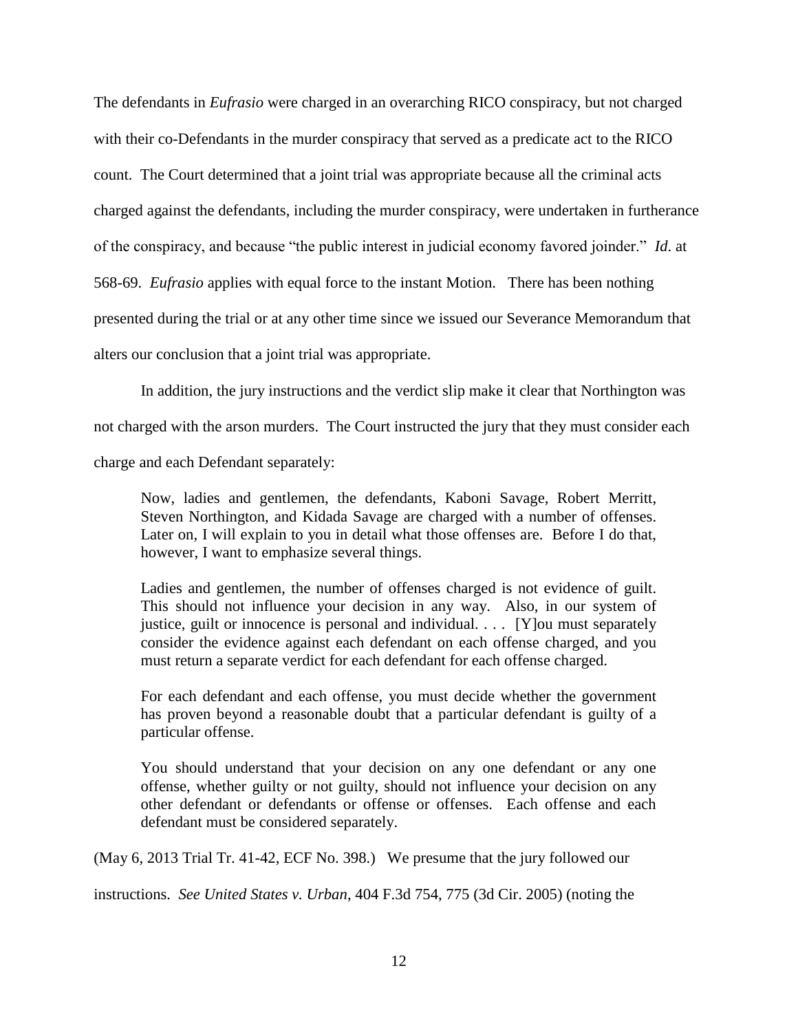The defendants in *Eufrasio* were charged in an overarching RICO conspiracy, but not charged with their co-Defendants in the murder conspiracy that served as a predicate act to the RICO count. The Court determined that a joint trial was appropriate because all the criminal acts charged against the defendants, including the murder conspiracy, were undertaken in furtherance of the conspiracy, and because "the public interest in judicial economy favored joinder." *Id*. at 568-69. *Eufrasio* applies with equal force to the instant Motion. There has been nothing presented during the trial or at any other time since we issued our Severance Memorandum that alters our conclusion that a joint trial was appropriate.

In addition, the jury instructions and the verdict slip make it clear that Northington was not charged with the arson murders. The Court instructed the jury that they must consider each charge and each Defendant separately:

> Now, ladies and gentlemen, the defendants, Kaboni Savage, Robert Merritt, Steven Northington, and Kidada Savage are charged with a number of offenses. Later on, I will explain to you in detail what those offenses are. Before I do that, however, I want to emphasize several things.
>
> Ladies and gentlemen, the number of offenses charged is not evidence of guilt. This should not influence your decision in any way. Also, in our system of justice, guilt or innocence is personal and individual. . . . [Y]ou must separately consider the evidence against each defendant on each offense charged, and you must return a separate verdict for each defendant for each offense charged.
>
> For each defendant and each offense, you must decide whether the government has proven beyond a reasonable doubt that a particular defendant is guilty of a particular offense.
>
> You should understand that your decision on any one defendant or any one offense, whether guilty or not guilty, should not influence your decision on any other defendant or defendants or offense or offenses. Each offense and each defendant must be considered separately.

(May 6, 2013 Trial Tr. 41-42, ECF No. 398.) We presume that the jury followed our instructions. *See United States v. Urban*, 404 F.3d 754, 775 (3d Cir. 2005) (noting the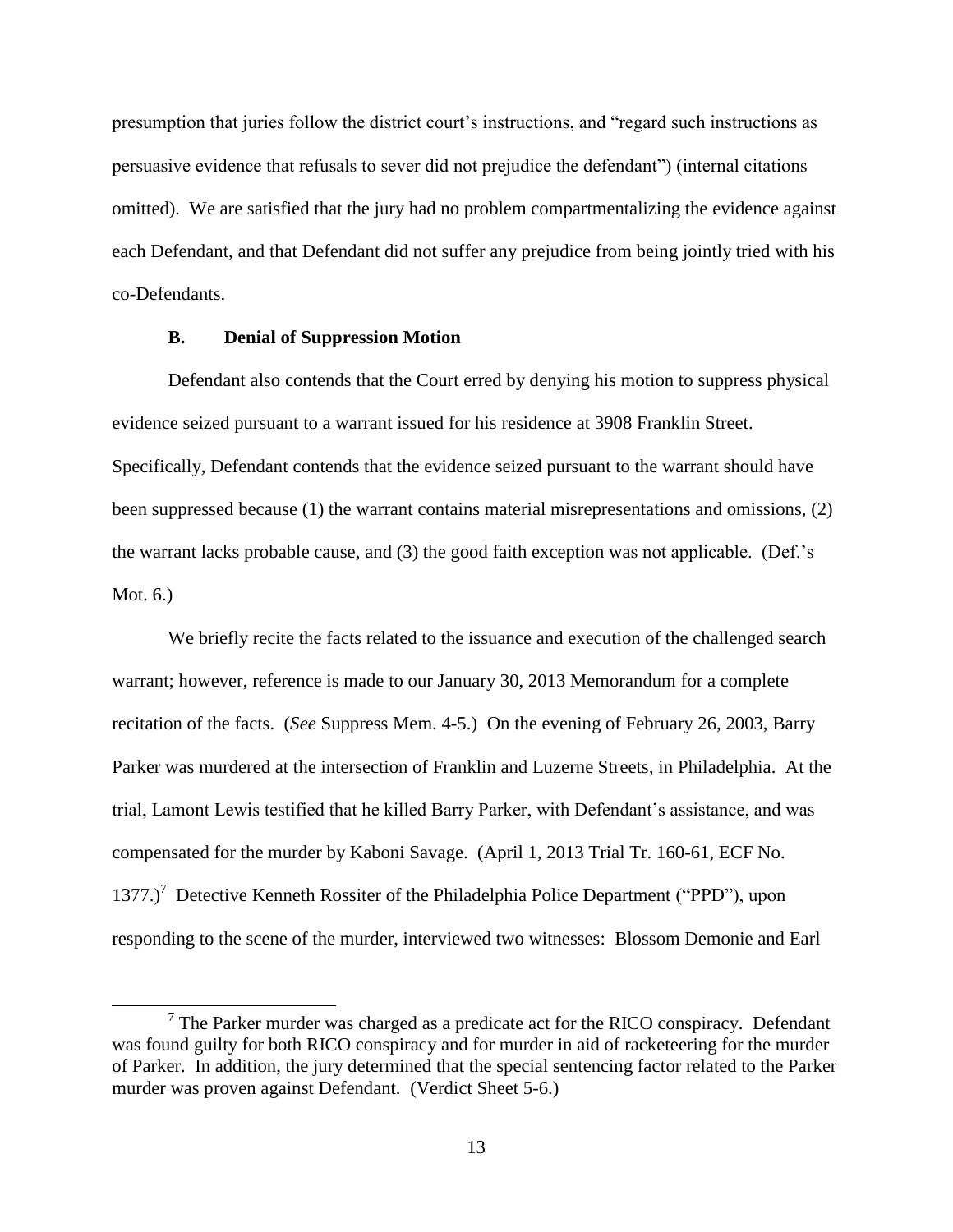presumption that juries follow the district court's instructions, and "regard such instructions as persuasive evidence that refusals to sever did not prejudice the defendant") (internal citations omitted). We are satisfied that the jury had no problem compartmentalizing the evidence against each Defendant, and that Defendant did not suffer any prejudice from being jointly tried with his co-Defendants.

### B. Denial of Suppression Motion

Defendant also contends that the Court erred by denying his motion to suppress physical evidence seized pursuant to a warrant issued for his residence at 3908 Franklin Street. Specifically, Defendant contends that the evidence seized pursuant to the warrant should have been suppressed because (1) the warrant contains material misrepresentations and omissions, (2) the warrant lacks probable cause, and (3) the good faith exception was not applicable. (Def.'s Mot. 6.)

We briefly recite the facts related to the issuance and execution of the challenged search warrant; however, reference is made to our January 30, 2013 Memorandum for a complete recitation of the facts. (*See* Suppress Mem. 4-5.) On the evening of February 26, 2003, Barry Parker was murdered at the intersection of Franklin and Luzerne Streets, in Philadelphia. At the trial, Lamont Lewis testified that he killed Barry Parker, with Defendant's assistance, and was compensated for the murder by Kaboni Savage. (April 1, 2013 Trial Tr. 160-61, ECF No. 1377.)[7] Detective Kenneth Rossiter of the Philadelphia Police Department ("PPD"), upon responding to the scene of the murder, interviewed two witnesses: Blossom Demonie and Earl

[7] The Parker murder was charged as a predicate act for the RICO conspiracy. Defendant was found guilty for both RICO conspiracy and for murder in aid of racketeering for the murder of Parker. In addition, the jury determined that the special sentencing factor related to the Parker murder was proven against Defendant. (Verdict Sheet 5-6.)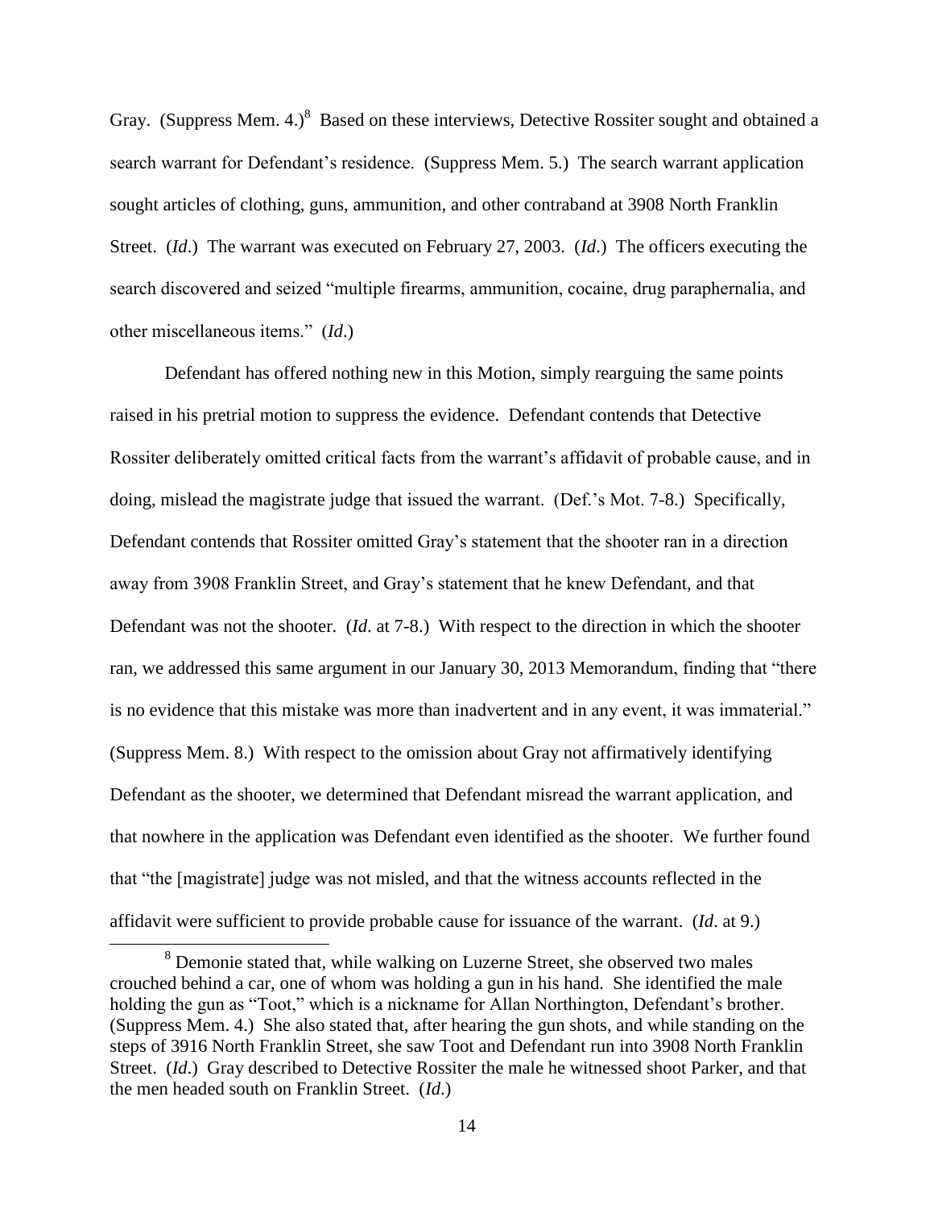Gray. (Suppress Mem. 4.)[8] Based on these interviews, Detective Rossiter sought and obtained a search warrant for Defendant's residence. (Suppress Mem. 5.) The search warrant application sought articles of clothing, guns, ammunition, and other contraband at 3908 North Franklin Street. (*Id*.) The warrant was executed on February 27, 2003. (*Id*.) The officers executing the search discovered and seized "multiple firearms, ammunition, cocaine, drug paraphernalia, and other miscellaneous items." (*Id*.)

Defendant has offered nothing new in this Motion, simply rearguing the same points raised in his pretrial motion to suppress the evidence. Defendant contends that Detective Rossiter deliberately omitted critical facts from the warrant's affidavit of probable cause, and in doing, mislead the magistrate judge that issued the warrant. (Def.'s Mot. 7-8.) Specifically, Defendant contends that Rossiter omitted Gray's statement that the shooter ran in a direction away from 3908 Franklin Street, and Gray's statement that he knew Defendant, and that Defendant was not the shooter. (*Id*. at 7-8.) With respect to the direction in which the shooter ran, we addressed this same argument in our January 30, 2013 Memorandum, finding that "there is no evidence that this mistake was more than inadvertent and in any event, it was immaterial." (Suppress Mem. 8.) With respect to the omission about Gray not affirmatively identifying Defendant as the shooter, we determined that Defendant misread the warrant application, and that nowhere in the application was Defendant even identified as the shooter. We further found that "the [magistrate] judge was not misled, and that the witness accounts reflected in the affidavit were sufficient to provide probable cause for issuance of the warrant. (*Id*. at 9.)

---

[8] Demonie stated that, while walking on Luzerne Street, she observed two males crouched behind a car, one of whom was holding a gun in his hand. She identified the male holding the gun as "Toot," which is a nickname for Allan Northington, Defendant's brother. (Suppress Mem. 4.) She also stated that, after hearing the gun shots, and while standing on the steps of 3916 North Franklin Street, she saw Toot and Defendant run into 3908 North Franklin Street. (*Id*.) Gray described to Detective Rossiter the male he witnessed shoot Parker, and that the men headed south on Franklin Street. (*Id*.)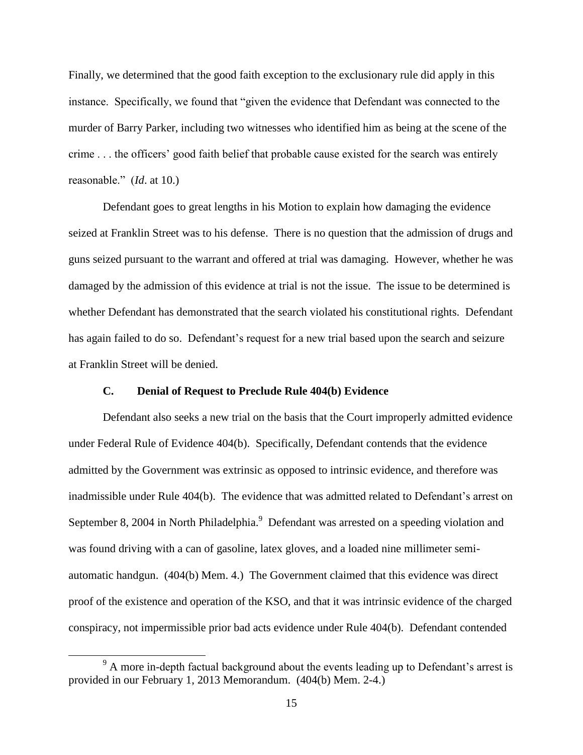Finally, we determined that the good faith exception to the exclusionary rule did apply in this instance. Specifically, we found that "given the evidence that Defendant was connected to the murder of Barry Parker, including two witnesses who identified him as being at the scene of the crime . . . the officers' good faith belief that probable cause existed for the search was entirely reasonable." (*Id*. at 10.)

Defendant goes to great lengths in his Motion to explain how damaging the evidence seized at Franklin Street was to his defense. There is no question that the admission of drugs and guns seized pursuant to the warrant and offered at trial was damaging. However, whether he was damaged by the admission of this evidence at trial is not the issue. The issue to be determined is whether Defendant has demonstrated that the search violated his constitutional rights. Defendant has again failed to do so. Defendant's request for a new trial based upon the search and seizure at Franklin Street will be denied.

### C. Denial of Request to Preclude Rule 404(b) Evidence

Defendant also seeks a new trial on the basis that the Court improperly admitted evidence under Federal Rule of Evidence 404(b). Specifically, Defendant contends that the evidence admitted by the Government was extrinsic as opposed to intrinsic evidence, and therefore was inadmissible under Rule 404(b). The evidence that was admitted related to Defendant's arrest on September 8, 2004 in North Philadelphia.[9] Defendant was arrested on a speeding violation and was found driving with a can of gasoline, latex gloves, and a loaded nine millimeter semi-automatic handgun. (404(b) Mem. 4.) The Government claimed that this evidence was direct proof of the existence and operation of the KSO, and that it was intrinsic evidence of the charged conspiracy, not impermissible prior bad acts evidence under Rule 404(b). Defendant contended

[9] A more in-depth factual background about the events leading up to Defendant's arrest is provided in our February 1, 2013 Memorandum. (404(b) Mem. 2-4.)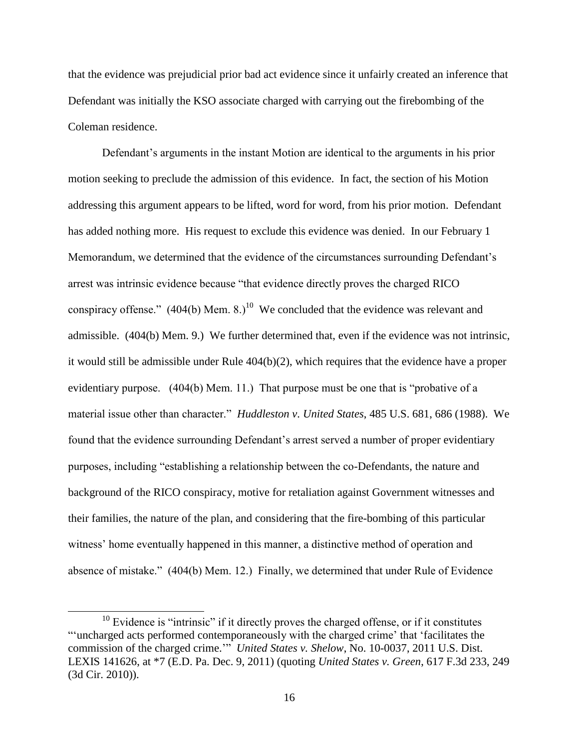that the evidence was prejudicial prior bad act evidence since it unfairly created an inference that Defendant was initially the KSO associate charged with carrying out the firebombing of the Coleman residence.

Defendant's arguments in the instant Motion are identical to the arguments in his prior motion seeking to preclude the admission of this evidence. In fact, the section of his Motion addressing this argument appears to be lifted, word for word, from his prior motion. Defendant has added nothing more. His request to exclude this evidence was denied. In our February 1 Memorandum, we determined that the evidence of the circumstances surrounding Defendant's arrest was intrinsic evidence because "that evidence directly proves the charged RICO conspiracy offense." (404(b) Mem. 8.)[10] We concluded that the evidence was relevant and admissible. (404(b) Mem. 9.) We further determined that, even if the evidence was not intrinsic, it would still be admissible under Rule 404(b)(2), which requires that the evidence have a proper evidentiary purpose. (404(b) Mem. 11.) That purpose must be one that is "probative of a material issue other than character." *Huddleston v. United States*, 485 U.S. 681, 686 (1988). We found that the evidence surrounding Defendant's arrest served a number of proper evidentiary purposes, including "establishing a relationship between the co-Defendants, the nature and background of the RICO conspiracy, motive for retaliation against Government witnesses and their families, the nature of the plan, and considering that the fire-bombing of this particular witness' home eventually happened in this manner, a distinctive method of operation and absence of mistake." (404(b) Mem. 12.) Finally, we determined that under Rule of Evidence

---

[10] Evidence is "intrinsic" if it directly proves the charged offense, or if it constitutes "'uncharged acts performed contemporaneously with the charged crime' that 'facilitates the commission of the charged crime.'" *United States v. Shelow*, No. 10-0037, 2011 U.S. Dist. LEXIS 141626, at *7 (E.D. Pa. Dec. 9, 2011) (quoting *United States v. Green*, 617 F.3d 233, 249 (3d Cir. 2010)).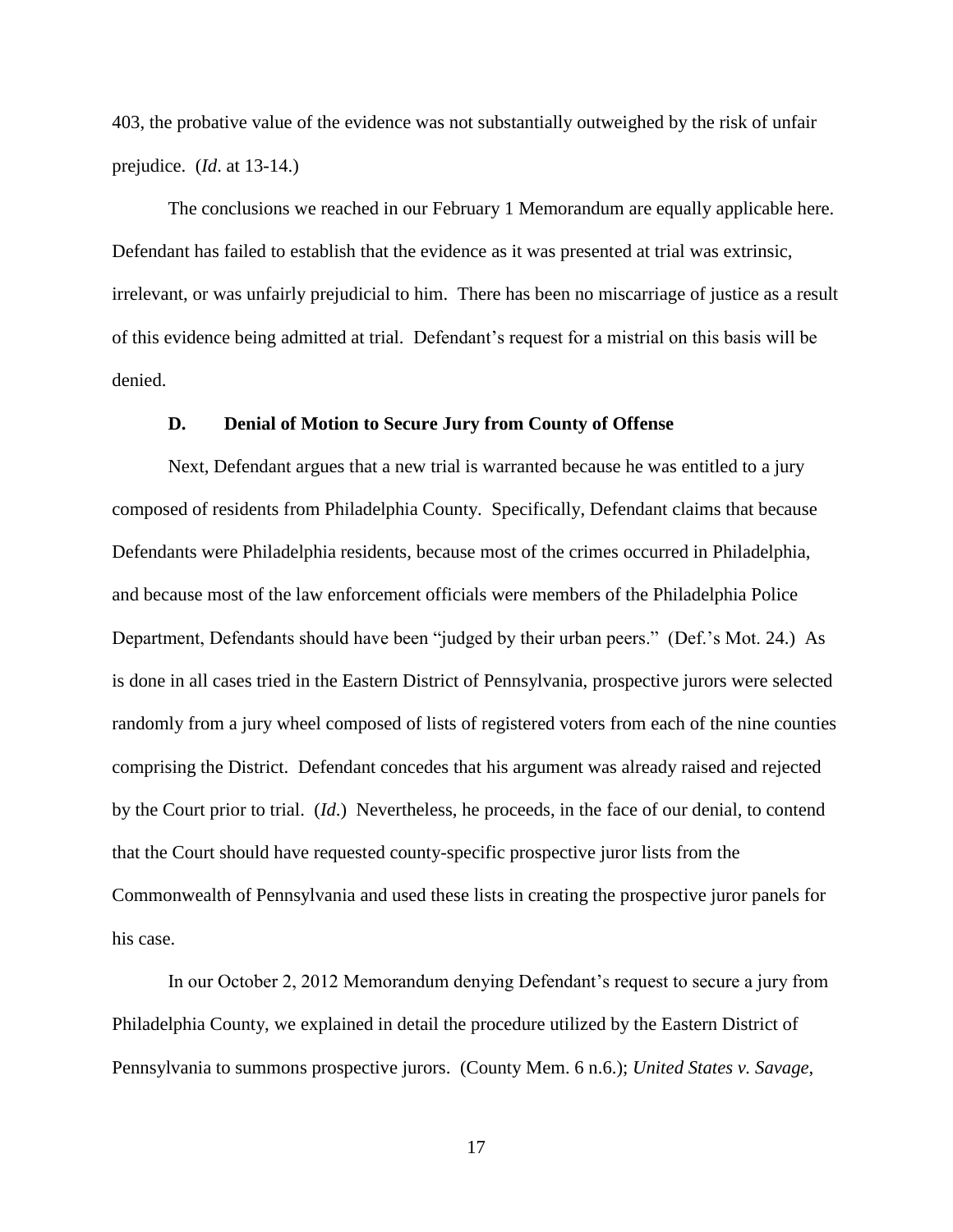403, the probative value of the evidence was not substantially outweighed by the risk of unfair prejudice. (*Id*. at 13-14.)

The conclusions we reached in our February 1 Memorandum are equally applicable here. Defendant has failed to establish that the evidence as it was presented at trial was extrinsic, irrelevant, or was unfairly prejudicial to him. There has been no miscarriage of justice as a result of this evidence being admitted at trial. Defendant's request for a mistrial on this basis will be denied.

### D. Denial of Motion to Secure Jury from County of Offense

Next, Defendant argues that a new trial is warranted because he was entitled to a jury composed of residents from Philadelphia County. Specifically, Defendant claims that because Defendants were Philadelphia residents, because most of the crimes occurred in Philadelphia, and because most of the law enforcement officials were members of the Philadelphia Police Department, Defendants should have been "judged by their urban peers." (Def.'s Mot. 24.) As is done in all cases tried in the Eastern District of Pennsylvania, prospective jurors were selected randomly from a jury wheel composed of lists of registered voters from each of the nine counties comprising the District. Defendant concedes that his argument was already raised and rejected by the Court prior to trial. (*Id*.) Nevertheless, he proceeds, in the face of our denial, to contend that the Court should have requested county-specific prospective juror lists from the Commonwealth of Pennsylvania and used these lists in creating the prospective juror panels for his case.

In our October 2, 2012 Memorandum denying Defendant's request to secure a jury from Philadelphia County, we explained in detail the procedure utilized by the Eastern District of Pennsylvania to summons prospective jurors. (County Mem. 6 n.6.); *United States v. Savage*,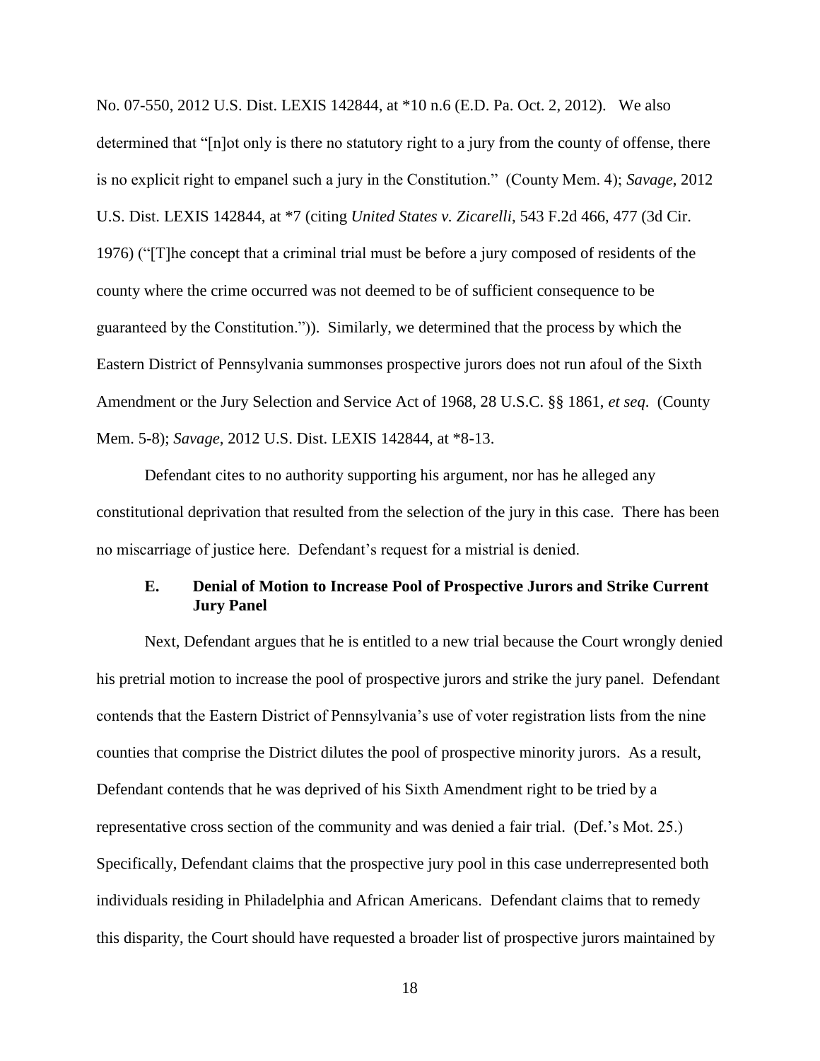No. 07-550, 2012 U.S. Dist. LEXIS 142844, at *10 n.6 (E.D. Pa. Oct. 2, 2012). We also determined that "[n]ot only is there no statutory right to a jury from the county of offense, there is no explicit right to empanel such a jury in the Constitution." (County Mem. 4); *Savage*, 2012 U.S. Dist. LEXIS 142844, at *7 (citing *United States v. Zicarelli*, 543 F.2d 466, 477 (3d Cir. 1976) ("[T]he concept that a criminal trial must be before a jury composed of residents of the county where the crime occurred was not deemed to be of sufficient consequence to be guaranteed by the Constitution.")). Similarly, we determined that the process by which the Eastern District of Pennsylvania summonses prospective jurors does not run afoul of the Sixth Amendment or the Jury Selection and Service Act of 1968, 28 U.S.C. §§ 1861, *et seq.* (County Mem. 5-8); *Savage*, 2012 U.S. Dist. LEXIS 142844, at *8-13.

Defendant cites to no authority supporting his argument, nor has he alleged any constitutional deprivation that resulted from the selection of the jury in this case. There has been no miscarriage of justice here. Defendant's request for a mistrial is denied.

### E. Denial of Motion to Increase Pool of Prospective Jurors and Strike Current Jury Panel

Next, Defendant argues that he is entitled to a new trial because the Court wrongly denied his pretrial motion to increase the pool of prospective jurors and strike the jury panel. Defendant contends that the Eastern District of Pennsylvania's use of voter registration lists from the nine counties that comprise the District dilutes the pool of prospective minority jurors. As a result, Defendant contends that he was deprived of his Sixth Amendment right to be tried by a representative cross section of the community and was denied a fair trial. (Def.'s Mot. 25.) Specifically, Defendant claims that the prospective jury pool in this case underrepresented both individuals residing in Philadelphia and African Americans. Defendant claims that to remedy this disparity, the Court should have requested a broader list of prospective jurors maintained by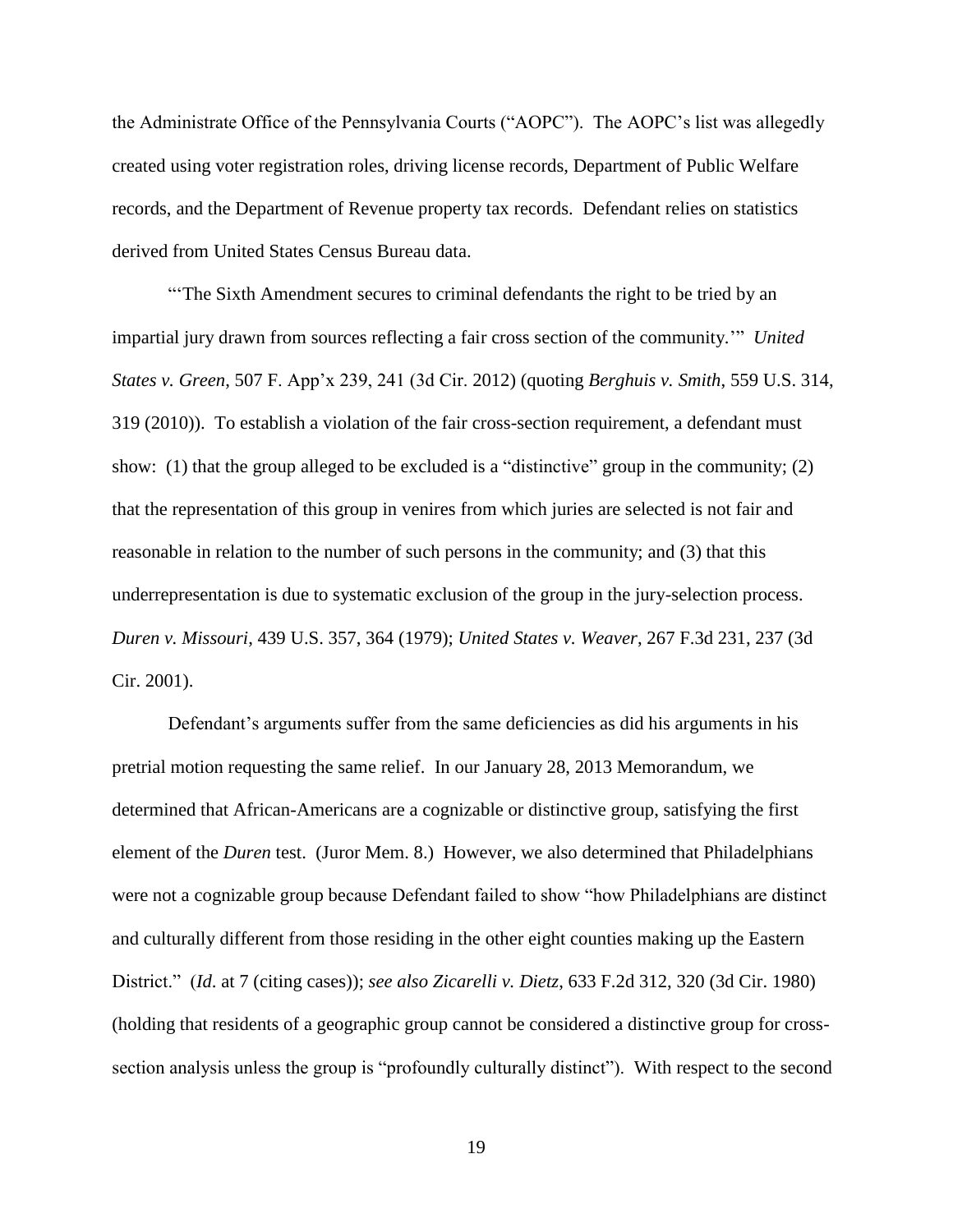the Administrate Office of the Pennsylvania Courts ("AOPC"). The AOPC's list was allegedly created using voter registration roles, driving license records, Department of Public Welfare records, and the Department of Revenue property tax records. Defendant relies on statistics derived from United States Census Bureau data.

"'The Sixth Amendment secures to criminal defendants the right to be tried by an impartial jury drawn from sources reflecting a fair cross section of the community.'" *United States v. Green*, 507 F. App'x 239, 241 (3d Cir. 2012) (quoting *Berghuis v. Smith*, 559 U.S. 314, 319 (2010)). To establish a violation of the fair cross-section requirement, a defendant must show: (1) that the group alleged to be excluded is a "distinctive" group in the community; (2) that the representation of this group in venires from which juries are selected is not fair and reasonable in relation to the number of such persons in the community; and (3) that this underrepresentation is due to systematic exclusion of the group in the jury-selection process. *Duren v. Missouri*, 439 U.S. 357, 364 (1979); *United States v. Weaver*, 267 F.3d 231, 237 (3d Cir. 2001).

Defendant's arguments suffer from the same deficiencies as did his arguments in his pretrial motion requesting the same relief. In our January 28, 2013 Memorandum, we determined that African-Americans are a cognizable or distinctive group, satisfying the first element of the *Duren* test. (Juror Mem. 8.) However, we also determined that Philadelphians were not a cognizable group because Defendant failed to show "how Philadelphians are distinct and culturally different from those residing in the other eight counties making up the Eastern District." (*Id*. at 7 (citing cases)); *see also Zicarelli v. Dietz*, 633 F.2d 312, 320 (3d Cir. 1980) (holding that residents of a geographic group cannot be considered a distinctive group for cross-section analysis unless the group is "profoundly culturally distinct"). With respect to the second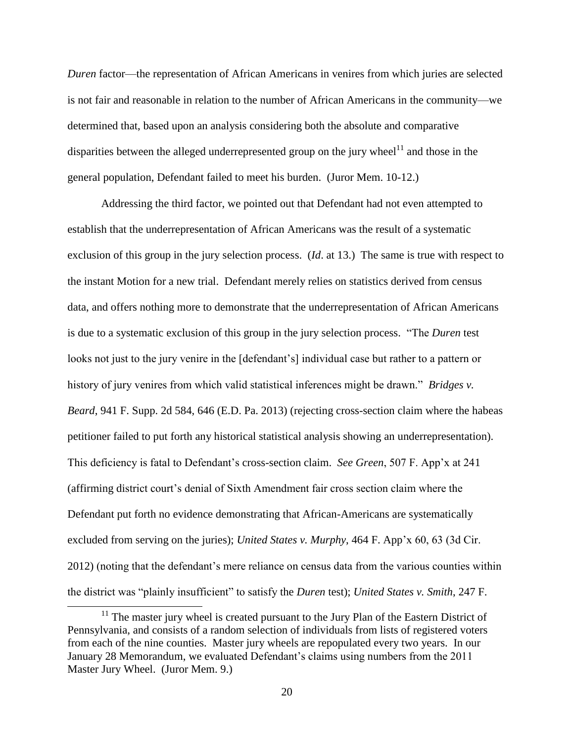*Duren* factor—the representation of African Americans in venires from which juries are selected is not fair and reasonable in relation to the number of African Americans in the community—we determined that, based upon an analysis considering both the absolute and comparative disparities between the alleged underrepresented group on the jury wheel[11] and those in the general population, Defendant failed to meet his burden. (Juror Mem. 10-12.)

Addressing the third factor, we pointed out that Defendant had not even attempted to establish that the underrepresentation of African Americans was the result of a systematic exclusion of this group in the jury selection process. (*Id*. at 13.) The same is true with respect to the instant Motion for a new trial. Defendant merely relies on statistics derived from census data, and offers nothing more to demonstrate that the underrepresentation of African Americans is due to a systematic exclusion of this group in the jury selection process. "The *Duren* test looks not just to the jury venire in the [defendant's] individual case but rather to a pattern or history of jury venires from which valid statistical inferences might be drawn." *Bridges v. Beard*, 941 F. Supp. 2d 584, 646 (E.D. Pa. 2013) (rejecting cross-section claim where the habeas petitioner failed to put forth any historical statistical analysis showing an underrepresentation). This deficiency is fatal to Defendant's cross-section claim. *See Green*, 507 F. App'x at 241 (affirming district court's denial of Sixth Amendment fair cross section claim where the Defendant put forth no evidence demonstrating that African-Americans are systematically excluded from serving on the juries); *United States v. Murphy*, 464 F. App'x 60, 63 (3d Cir. 2012) (noting that the defendant's mere reliance on census data from the various counties within the district was "plainly insufficient" to satisfy the *Duren* test); *United States v. Smith*, 247 F.

[11] The master jury wheel is created pursuant to the Jury Plan of the Eastern District of Pennsylvania, and consists of a random selection of individuals from lists of registered voters from each of the nine counties. Master jury wheels are repopulated every two years. In our January 28 Memorandum, we evaluated Defendant's claims using numbers from the 2011 Master Jury Wheel. (Juror Mem. 9.)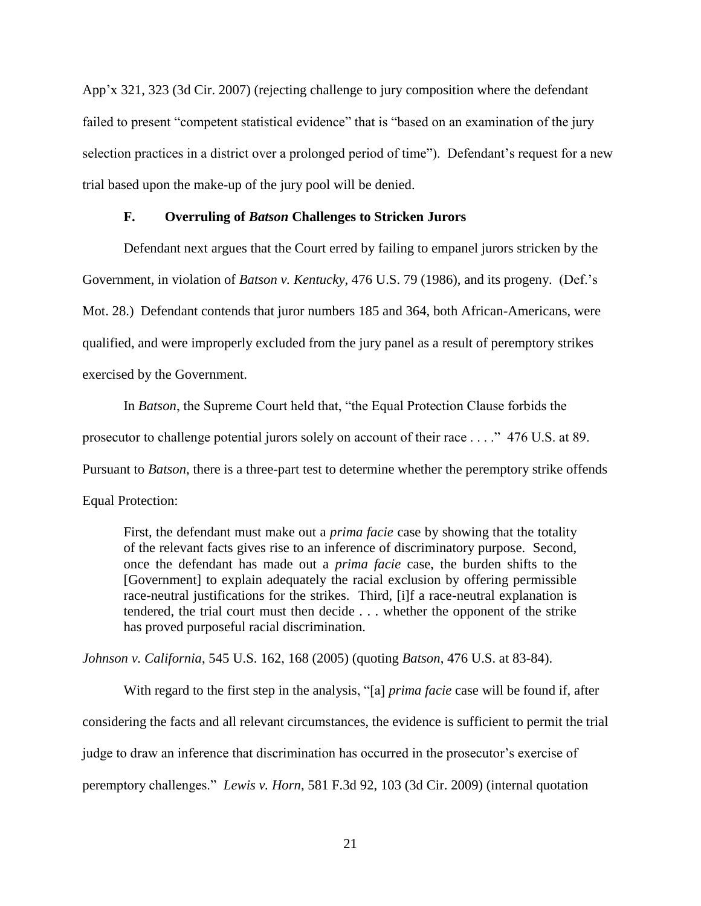App'x 321, 323 (3d Cir. 2007) (rejecting challenge to jury composition where the defendant failed to present "competent statistical evidence" that is "based on an examination of the jury selection practices in a district over a prolonged period of time"). Defendant's request for a new trial based upon the make-up of the jury pool will be denied.

### F. Overruling of *Batson* Challenges to Stricken Jurors

Defendant next argues that the Court erred by failing to empanel jurors stricken by the Government, in violation of *Batson v. Kentucky*, 476 U.S. 79 (1986), and its progeny. (Def.'s Mot. 28.) Defendant contends that juror numbers 185 and 364, both African-Americans, were qualified, and were improperly excluded from the jury panel as a result of peremptory strikes exercised by the Government.

In *Batson*, the Supreme Court held that, "the Equal Protection Clause forbids the prosecutor to challenge potential jurors solely on account of their race . . . ." 476 U.S. at 89. Pursuant to *Batson*, there is a three-part test to determine whether the peremptory strike offends Equal Protection:

> First, the defendant must make out a *prima facie* case by showing that the totality of the relevant facts gives rise to an inference of discriminatory purpose. Second, once the defendant has made out a *prima facie* case, the burden shifts to the [Government] to explain adequately the racial exclusion by offering permissible race-neutral justifications for the strikes. Third, [i]f a race-neutral explanation is tendered, the trial court must then decide . . . whether the opponent of the strike has proved purposeful racial discrimination.

*Johnson v. California*, 545 U.S. 162, 168 (2005) (quoting *Batson*, 476 U.S. at 83-84).

With regard to the first step in the analysis, "[a] *prima facie* case will be found if, after considering the facts and all relevant circumstances, the evidence is sufficient to permit the trial judge to draw an inference that discrimination has occurred in the prosecutor's exercise of peremptory challenges." *Lewis v. Horn*, 581 F.3d 92, 103 (3d Cir. 2009) (internal quotation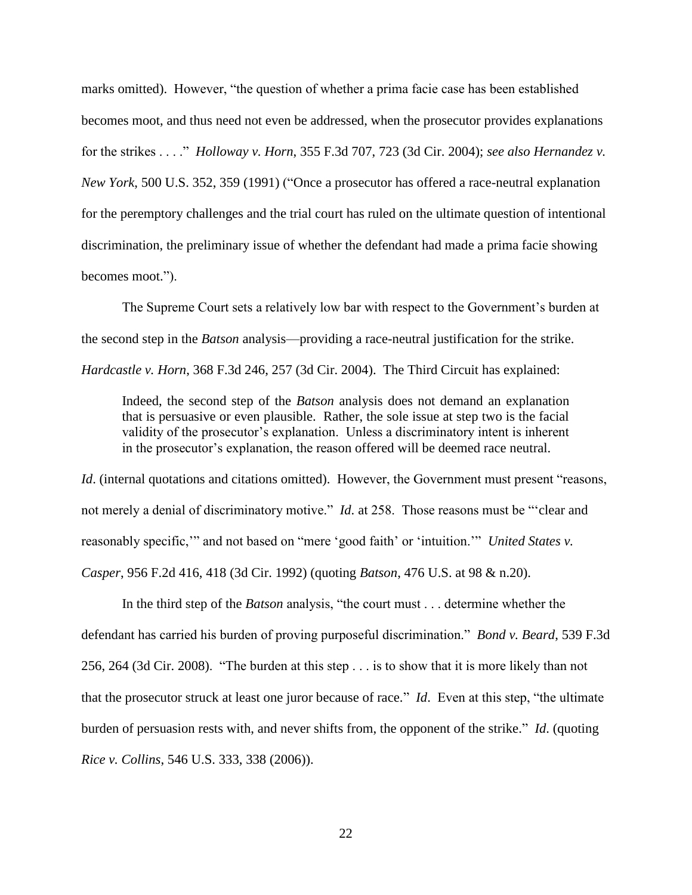marks omitted). However, "the question of whether a prima facie case has been established becomes moot, and thus need not even be addressed, when the prosecutor provides explanations for the strikes . . . ." *Holloway v. Horn*, 355 F.3d 707, 723 (3d Cir. 2004); *see also Hernandez v. New York*, 500 U.S. 352, 359 (1991) ("Once a prosecutor has offered a race-neutral explanation for the peremptory challenges and the trial court has ruled on the ultimate question of intentional discrimination, the preliminary issue of whether the defendant had made a prima facie showing becomes moot.").

The Supreme Court sets a relatively low bar with respect to the Government's burden at the second step in the *Batson* analysis—providing a race-neutral justification for the strike. *Hardcastle v. Horn*, 368 F.3d 246, 257 (3d Cir. 2004). The Third Circuit has explained:

> Indeed, the second step of the *Batson* analysis does not demand an explanation that is persuasive or even plausible. Rather, the sole issue at step two is the facial validity of the prosecutor's explanation. Unless a discriminatory intent is inherent in the prosecutor's explanation, the reason offered will be deemed race neutral.

*Id*. (internal quotations and citations omitted). However, the Government must present "reasons, not merely a denial of discriminatory motive." *Id*. at 258. Those reasons must be "'clear and reasonably specific,'" and not based on "mere 'good faith' or 'intuition.'" *United States v. Casper*, 956 F.2d 416, 418 (3d Cir. 1992) (quoting *Batson*, 476 U.S. at 98 & n.20).

In the third step of the *Batson* analysis, "the court must . . . determine whether the defendant has carried his burden of proving purposeful discrimination." *Bond v. Beard*, 539 F.3d 256, 264 (3d Cir. 2008). "The burden at this step . . . is to show that it is more likely than not that the prosecutor struck at least one juror because of race." *Id*. Even at this step, "the ultimate burden of persuasion rests with, and never shifts from, the opponent of the strike." *Id*. (quoting *Rice v. Collins*, 546 U.S. 333, 338 (2006)).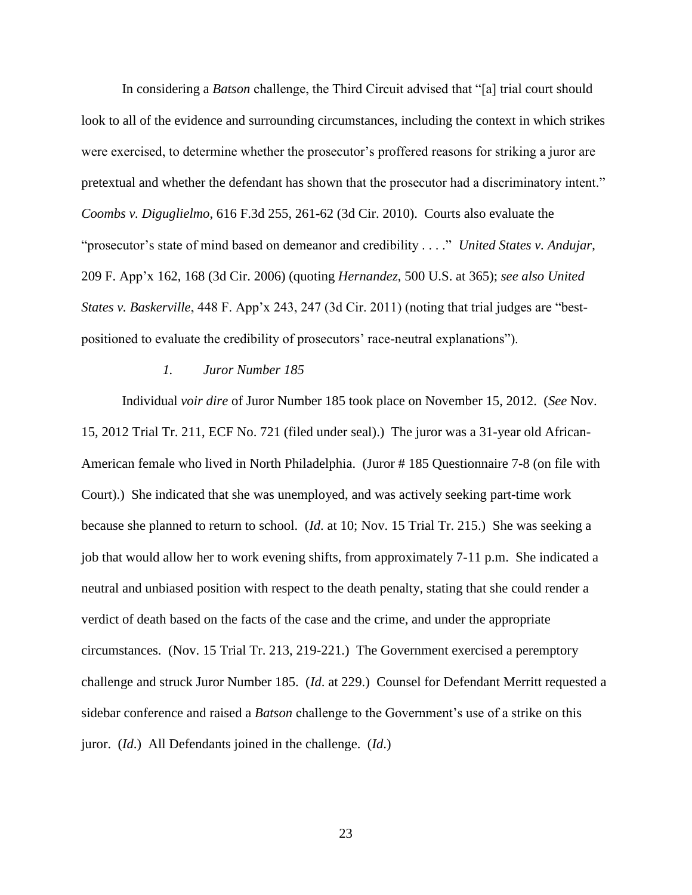In considering a *Batson* challenge, the Third Circuit advised that "[a] trial court should look to all of the evidence and surrounding circumstances, including the context in which strikes were exercised, to determine whether the prosecutor's proffered reasons for striking a juror are pretextual and whether the defendant has shown that the prosecutor had a discriminatory intent." *Coombs v. Diguglielmo*, 616 F.3d 255, 261-62 (3d Cir. 2010). Courts also evaluate the "prosecutor's state of mind based on demeanor and credibility . . . ." *United States v. Andujar*, 209 F. App'x 162, 168 (3d Cir. 2006) (quoting *Hernandez*, 500 U.S. at 365); *see also United States v. Baskerville*, 448 F. App'x 243, 247 (3d Cir. 2011) (noting that trial judges are "best-positioned to evaluate the credibility of prosecutors' race-neutral explanations").

*1. Juror Number 185*

Individual *voir dire* of Juror Number 185 took place on November 15, 2012. (*See* Nov. 15, 2012 Trial Tr. 211, ECF No. 721 (filed under seal).) The juror was a 31-year old African-American female who lived in North Philadelphia. (Juror # 185 Questionnaire 7-8 (on file with Court).) She indicated that she was unemployed, and was actively seeking part-time work because she planned to return to school. (*Id*. at 10; Nov. 15 Trial Tr. 215.) She was seeking a job that would allow her to work evening shifts, from approximately 7-11 p.m. She indicated a neutral and unbiased position with respect to the death penalty, stating that she could render a verdict of death based on the facts of the case and the crime, and under the appropriate circumstances. (Nov. 15 Trial Tr. 213, 219-221.) The Government exercised a peremptory challenge and struck Juror Number 185. (*Id*. at 229.) Counsel for Defendant Merritt requested a sidebar conference and raised a *Batson* challenge to the Government's use of a strike on this juror. (*Id*.) All Defendants joined in the challenge. (*Id*.)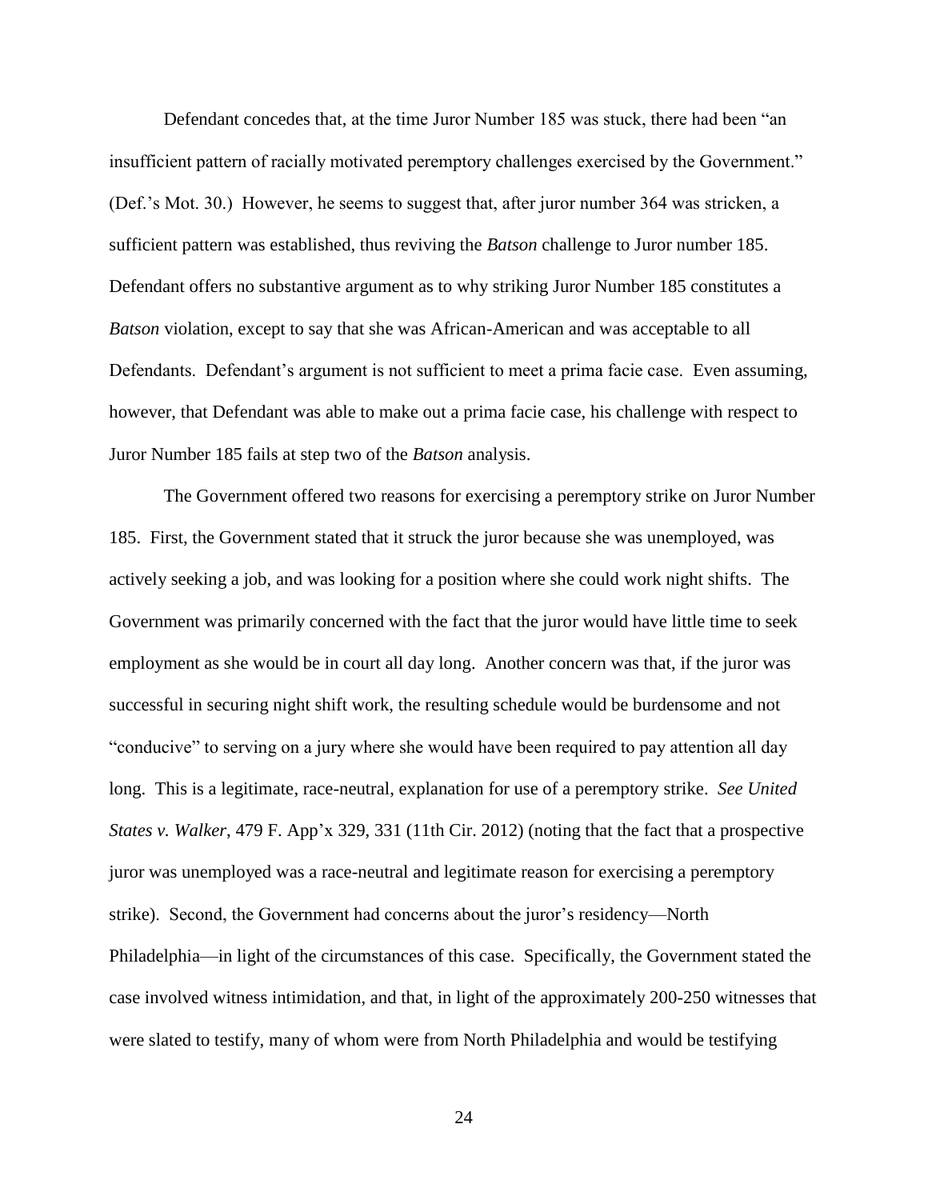Defendant concedes that, at the time Juror Number 185 was stuck, there had been "an insufficient pattern of racially motivated peremptory challenges exercised by the Government." (Def.'s Mot. 30.) However, he seems to suggest that, after juror number 364 was stricken, a sufficient pattern was established, thus reviving the *Batson* challenge to Juror number 185. Defendant offers no substantive argument as to why striking Juror Number 185 constitutes a *Batson* violation, except to say that she was African-American and was acceptable to all Defendants. Defendant's argument is not sufficient to meet a prima facie case. Even assuming, however, that Defendant was able to make out a prima facie case, his challenge with respect to Juror Number 185 fails at step two of the *Batson* analysis.

The Government offered two reasons for exercising a peremptory strike on Juror Number 185. First, the Government stated that it struck the juror because she was unemployed, was actively seeking a job, and was looking for a position where she could work night shifts. The Government was primarily concerned with the fact that the juror would have little time to seek employment as she would be in court all day long. Another concern was that, if the juror was successful in securing night shift work, the resulting schedule would be burdensome and not "conducive" to serving on a jury where she would have been required to pay attention all day long. This is a legitimate, race-neutral, explanation for use of a peremptory strike. *See United States v. Walker*, 479 F. App'x 329, 331 (11th Cir. 2012) (noting that the fact that a prospective juror was unemployed was a race-neutral and legitimate reason for exercising a peremptory strike). Second, the Government had concerns about the juror's residency—North Philadelphia—in light of the circumstances of this case. Specifically, the Government stated the case involved witness intimidation, and that, in light of the approximately 200-250 witnesses that were slated to testify, many of whom were from North Philadelphia and would be testifying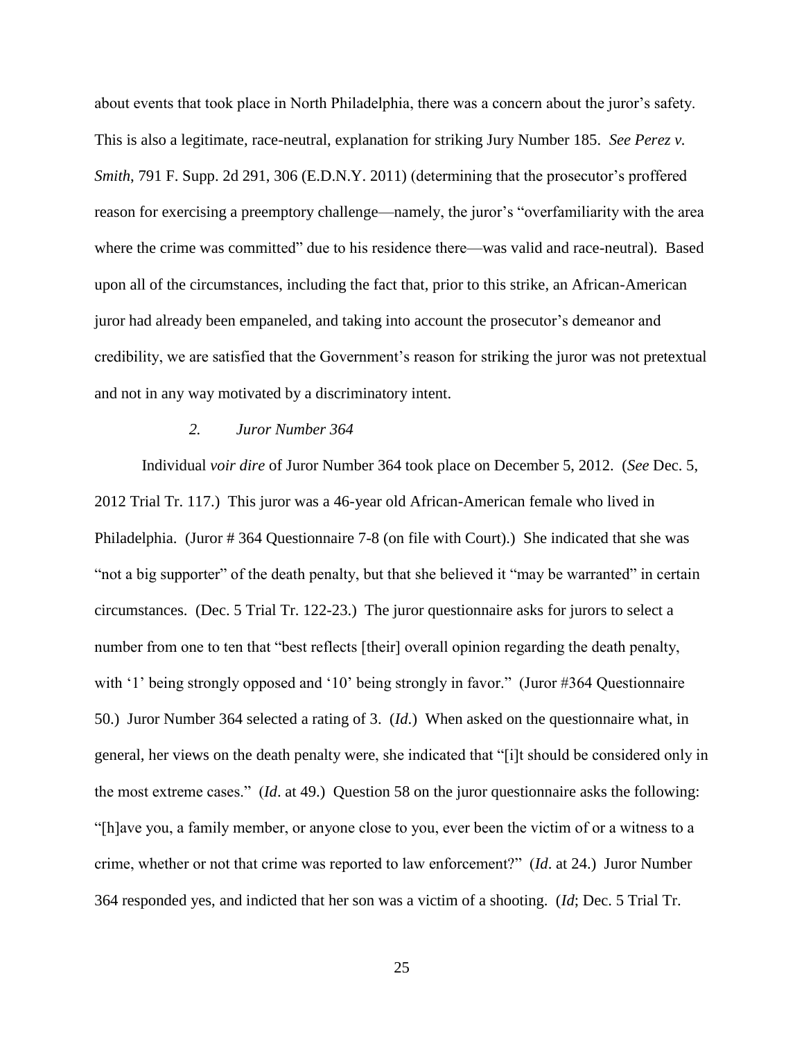about events that took place in North Philadelphia, there was a concern about the juror's safety. This is also a legitimate, race-neutral, explanation for striking Jury Number 185. *See Perez v. Smith*, 791 F. Supp. 2d 291, 306 (E.D.N.Y. 2011) (determining that the prosecutor's proffered reason for exercising a preemptory challenge—namely, the juror's "overfamiliarity with the area where the crime was committed" due to his residence there—was valid and race-neutral). Based upon all of the circumstances, including the fact that, prior to this strike, an African-American juror had already been empaneled, and taking into account the prosecutor's demeanor and credibility, we are satisfied that the Government's reason for striking the juror was not pretextual and not in any way motivated by a discriminatory intent.

*2. Juror Number 364*

Individual *voir dire* of Juror Number 364 took place on December 5, 2012. (*See* Dec. 5, 2012 Trial Tr. 117.) This juror was a 46-year old African-American female who lived in Philadelphia. (Juror # 364 Questionnaire 7-8 (on file with Court).) She indicated that she was "not a big supporter" of the death penalty, but that she believed it "may be warranted" in certain circumstances. (Dec. 5 Trial Tr. 122-23.) The juror questionnaire asks for jurors to select a number from one to ten that "best reflects [their] overall opinion regarding the death penalty, with '1' being strongly opposed and '10' being strongly in favor." (Juror #364 Questionnaire 50.) Juror Number 364 selected a rating of 3. (*Id.*) When asked on the questionnaire what, in general, her views on the death penalty were, she indicated that "[i]t should be considered only in the most extreme cases." (*Id*. at 49.) Question 58 on the juror questionnaire asks the following: "[h]ave you, a family member, or anyone close to you, ever been the victim of or a witness to a crime, whether or not that crime was reported to law enforcement?" (*Id*. at 24.) Juror Number 364 responded yes, and indicted that her son was a victim of a shooting. (*Id*; Dec. 5 Trial Tr.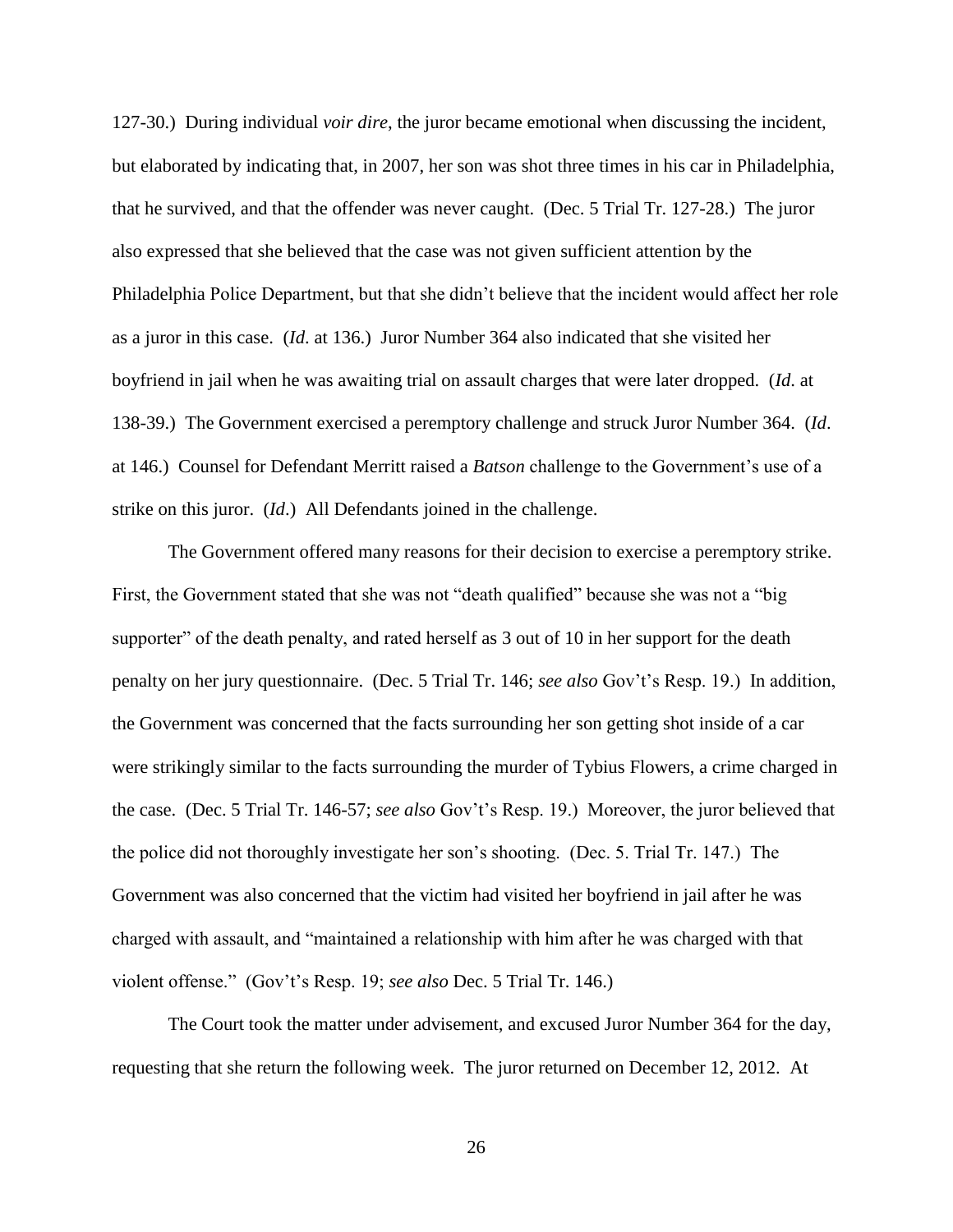127-30.) During individual *voir dire*, the juror became emotional when discussing the incident, but elaborated by indicating that, in 2007, her son was shot three times in his car in Philadelphia, that he survived, and that the offender was never caught. (Dec. 5 Trial Tr. 127-28.) The juror also expressed that she believed that the case was not given sufficient attention by the Philadelphia Police Department, but that she didn't believe that the incident would affect her role as a juror in this case. (*Id*. at 136.) Juror Number 364 also indicated that she visited her boyfriend in jail when he was awaiting trial on assault charges that were later dropped. (*Id*. at 138-39.) The Government exercised a peremptory challenge and struck Juror Number 364. (*Id*. at 146.) Counsel for Defendant Merritt raised a *Batson* challenge to the Government's use of a strike on this juror. (*Id*.) All Defendants joined in the challenge.

The Government offered many reasons for their decision to exercise a peremptory strike. First, the Government stated that she was not "death qualified" because she was not a "big supporter" of the death penalty, and rated herself as 3 out of 10 in her support for the death penalty on her jury questionnaire. (Dec. 5 Trial Tr. 146; *see also* Gov't's Resp. 19.) In addition, the Government was concerned that the facts surrounding her son getting shot inside of a car were strikingly similar to the facts surrounding the murder of Tybius Flowers, a crime charged in the case. (Dec. 5 Trial Tr. 146-57; *see also* Gov't's Resp. 19.) Moreover, the juror believed that the police did not thoroughly investigate her son's shooting. (Dec. 5. Trial Tr. 147.) The Government was also concerned that the victim had visited her boyfriend in jail after he was charged with assault, and "maintained a relationship with him after he was charged with that violent offense." (Gov't's Resp. 19; *see also* Dec. 5 Trial Tr. 146.)

The Court took the matter under advisement, and excused Juror Number 364 for the day, requesting that she return the following week. The juror returned on December 12, 2012. At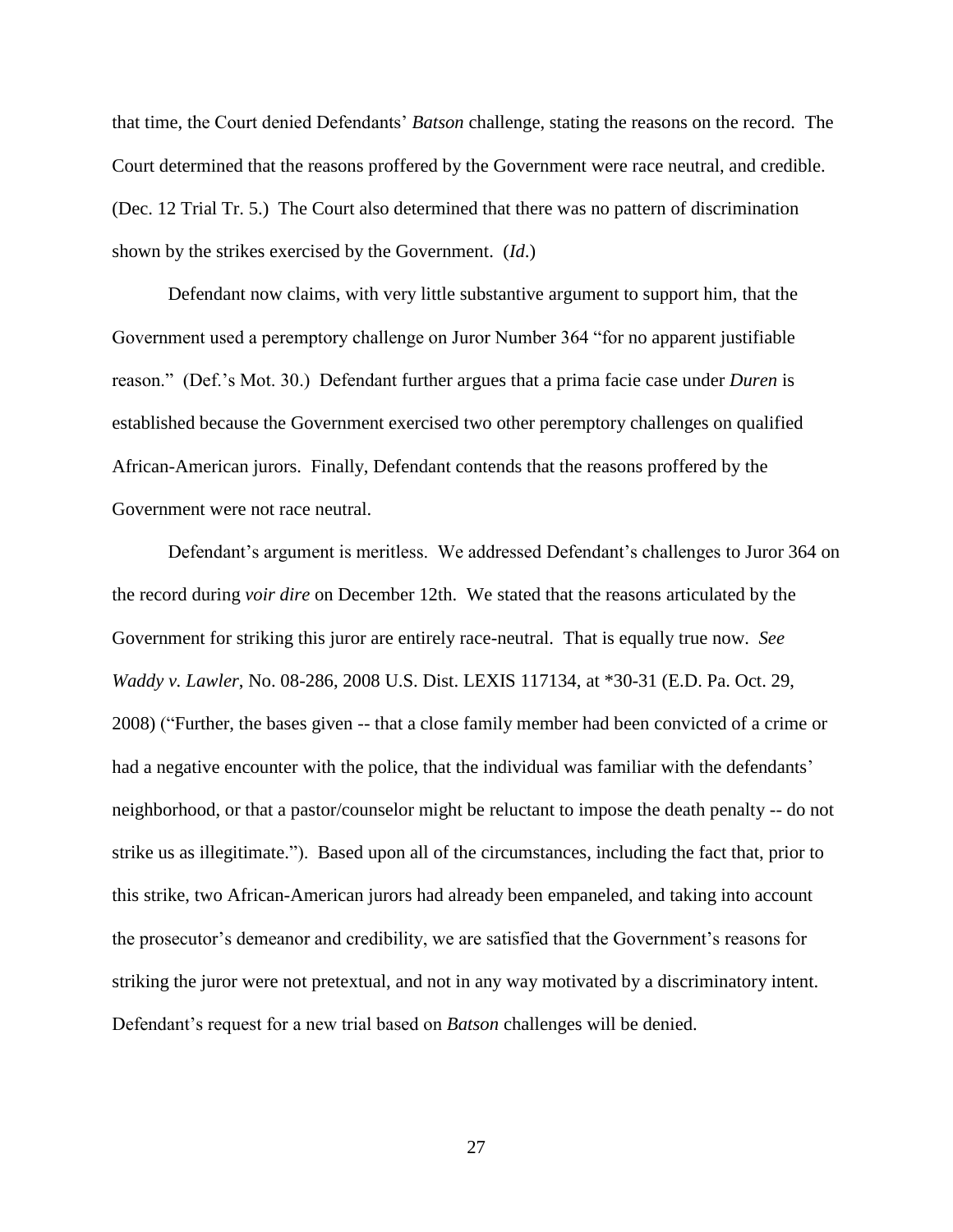that time, the Court denied Defendants' *Batson* challenge, stating the reasons on the record. The Court determined that the reasons proffered by the Government were race neutral, and credible. (Dec. 12 Trial Tr. 5.) The Court also determined that there was no pattern of discrimination shown by the strikes exercised by the Government. (*Id*.)

Defendant now claims, with very little substantive argument to support him, that the Government used a peremptory challenge on Juror Number 364 "for no apparent justifiable reason." (Def.'s Mot. 30.) Defendant further argues that a prima facie case under *Duren* is established because the Government exercised two other peremptory challenges on qualified African-American jurors. Finally, Defendant contends that the reasons proffered by the Government were not race neutral.

Defendant's argument is meritless. We addressed Defendant's challenges to Juror 364 on the record during *voir dire* on December 12th. We stated that the reasons articulated by the Government for striking this juror are entirely race-neutral. That is equally true now. *See Waddy v. Lawler*, No. 08-286, 2008 U.S. Dist. LEXIS 117134, at *30-31 (E.D. Pa. Oct. 29, 2008) ("Further, the bases given -- that a close family member had been convicted of a crime or had a negative encounter with the police, that the individual was familiar with the defendants' neighborhood, or that a pastor/counselor might be reluctant to impose the death penalty -- do not strike us as illegitimate."). Based upon all of the circumstances, including the fact that, prior to this strike, two African-American jurors had already been empaneled, and taking into account the prosecutor's demeanor and credibility, we are satisfied that the Government's reasons for striking the juror were not pretextual, and not in any way motivated by a discriminatory intent. Defendant's request for a new trial based on *Batson* challenges will be denied.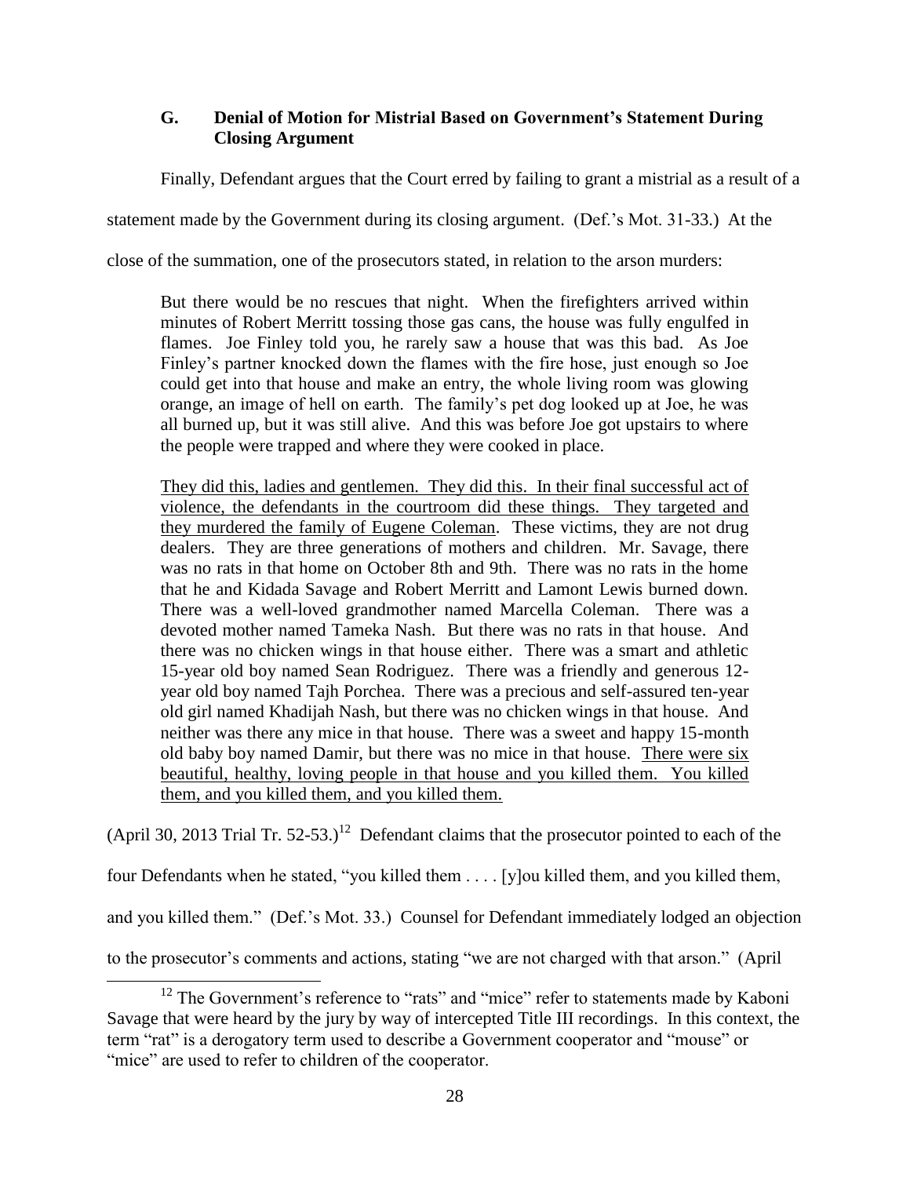### G. Denial of Motion for Mistrial Based on Government's Statement During Closing Argument

Finally, Defendant argues that the Court erred by failing to grant a mistrial as a result of a statement made by the Government during its closing argument. (Def.'s Mot. 31-33.) At the close of the summation, one of the prosecutors stated, in relation to the arson murders:

> But there would be no rescues that night. When the firefighters arrived within minutes of Robert Merritt tossing those gas cans, the house was fully engulfed in flames. Joe Finley told you, he rarely saw a house that was this bad. As Joe Finley's partner knocked down the flames with the fire hose, just enough so Joe could get into that house and make an entry, the whole living room was glowing orange, an image of hell on earth. The family's pet dog looked up at Joe, he was all burned up, but it was still alive. And this was before Joe got upstairs to where the people were trapped and where they were cooked in place.
>
> <u>They did this, ladies and gentlemen. They did this. In their final successful act of violence, the defendants in the courtroom did these things. They targeted and they murdered the family of Eugene Coleman</u>. These victims, they are not drug dealers. They are three generations of mothers and children. Mr. Savage, there was no rats in that home on October 8th and 9th. There was no rats in the home that he and Kidada Savage and Robert Merritt and Lamont Lewis burned down. There was a well-loved grandmother named Marcella Coleman. There was a devoted mother named Tameka Nash. But there was no rats in that house. And there was no chicken wings in that house either. There was a smart and athletic 15-year old boy named Sean Rodriguez. There was a friendly and generous 12-year old boy named Tajh Porchea. There was a precious and self-assured ten-year old girl named Khadijah Nash, but there was no chicken wings in that house. And neither was there any mice in that house. There was a sweet and happy 15-month old baby boy named Damir, but there was no mice in that house. <u>There were six beautiful, healthy, loving people in that house and you killed them. You killed them, and you killed them, and you killed them.</u>

(April 30, 2013 Trial Tr. 52-53.)[12] Defendant claims that the prosecutor pointed to each of the four Defendants when he stated, "you killed them . . . . [y]ou killed them, and you killed them, and you killed them." (Def.'s Mot. 33.) Counsel for Defendant immediately lodged an objection to the prosecutor's comments and actions, stating "we are not charged with that arson." (April

[12] The Government's reference to "rats" and "mice" refer to statements made by Kaboni Savage that were heard by the jury by way of intercepted Title III recordings. In this context, the term "rat" is a derogatory term used to describe a Government cooperator and "mouse" or "mice" are used to refer to children of the cooperator.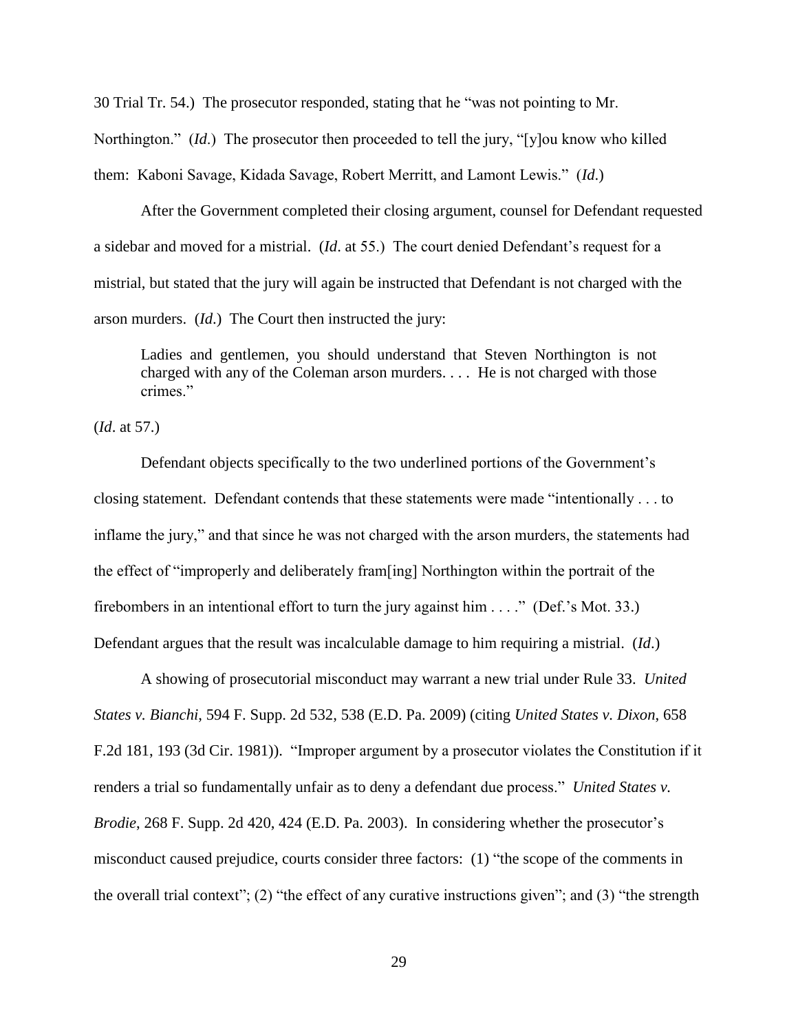30 Trial Tr. 54.) The prosecutor responded, stating that he "was not pointing to Mr. Northington." (*Id*.) The prosecutor then proceeded to tell the jury, "[y]ou know who killed them: Kaboni Savage, Kidada Savage, Robert Merritt, and Lamont Lewis." (*Id*.)

After the Government completed their closing argument, counsel for Defendant requested a sidebar and moved for a mistrial. (*Id*. at 55.) The court denied Defendant's request for a mistrial, but stated that the jury will again be instructed that Defendant is not charged with the arson murders. (*Id*.) The Court then instructed the jury:

> Ladies and gentlemen, you should understand that Steven Northington is not charged with any of the Coleman arson murders. . . . He is not charged with those crimes."

(*Id*. at 57.)

Defendant objects specifically to the two underlined portions of the Government's closing statement. Defendant contends that these statements were made "intentionally . . . to inflame the jury," and that since he was not charged with the arson murders, the statements had the effect of "improperly and deliberately fram[ing] Northington within the portrait of the firebombers in an intentional effort to turn the jury against him . . . ." (Def.'s Mot. 33.) Defendant argues that the result was incalculable damage to him requiring a mistrial. (*Id*.)

A showing of prosecutorial misconduct may warrant a new trial under Rule 33. *United States v. Bianchi*, 594 F. Supp. 2d 532, 538 (E.D. Pa. 2009) (citing *United States v. Dixon*, 658 F.2d 181, 193 (3d Cir. 1981)). "Improper argument by a prosecutor violates the Constitution if it renders a trial so fundamentally unfair as to deny a defendant due process." *United States v. Brodie*, 268 F. Supp. 2d 420, 424 (E.D. Pa. 2003). In considering whether the prosecutor's misconduct caused prejudice, courts consider three factors: (1) "the scope of the comments in the overall trial context"; (2) "the effect of any curative instructions given"; and (3) "the strength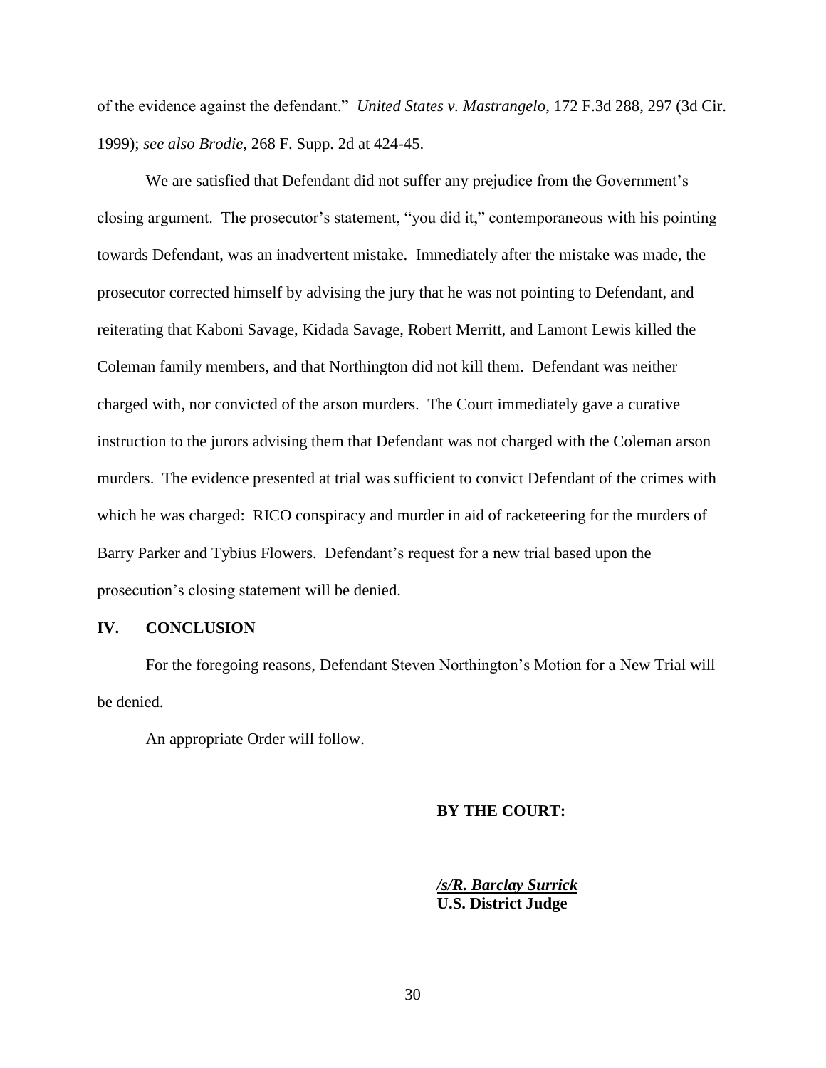of the evidence against the defendant." *United States v. Mastrangelo*, 172 F.3d 288, 297 (3d Cir. 1999); *see also Brodie*, 268 F. Supp. 2d at 424-45.

We are satisfied that Defendant did not suffer any prejudice from the Government's closing argument. The prosecutor's statement, "you did it," contemporaneous with his pointing towards Defendant, was an inadvertent mistake. Immediately after the mistake was made, the prosecutor corrected himself by advising the jury that he was not pointing to Defendant, and reiterating that Kaboni Savage, Kidada Savage, Robert Merritt, and Lamont Lewis killed the Coleman family members, and that Northington did not kill them. Defendant was neither charged with, nor convicted of the arson murders. The Court immediately gave a curative instruction to the jurors advising them that Defendant was not charged with the Coleman arson murders. The evidence presented at trial was sufficient to convict Defendant of the crimes with which he was charged: RICO conspiracy and murder in aid of racketeering for the murders of Barry Parker and Tybius Flowers. Defendant's request for a new trial based upon the prosecution's closing statement will be denied.

## IV. CONCLUSION

For the foregoing reasons, Defendant Steven Northington's Motion for a New Trial will be denied.

An appropriate Order will follow.

**BY THE COURT:**

***/s/R. Barclay Surrick***
**U.S. District Judge**